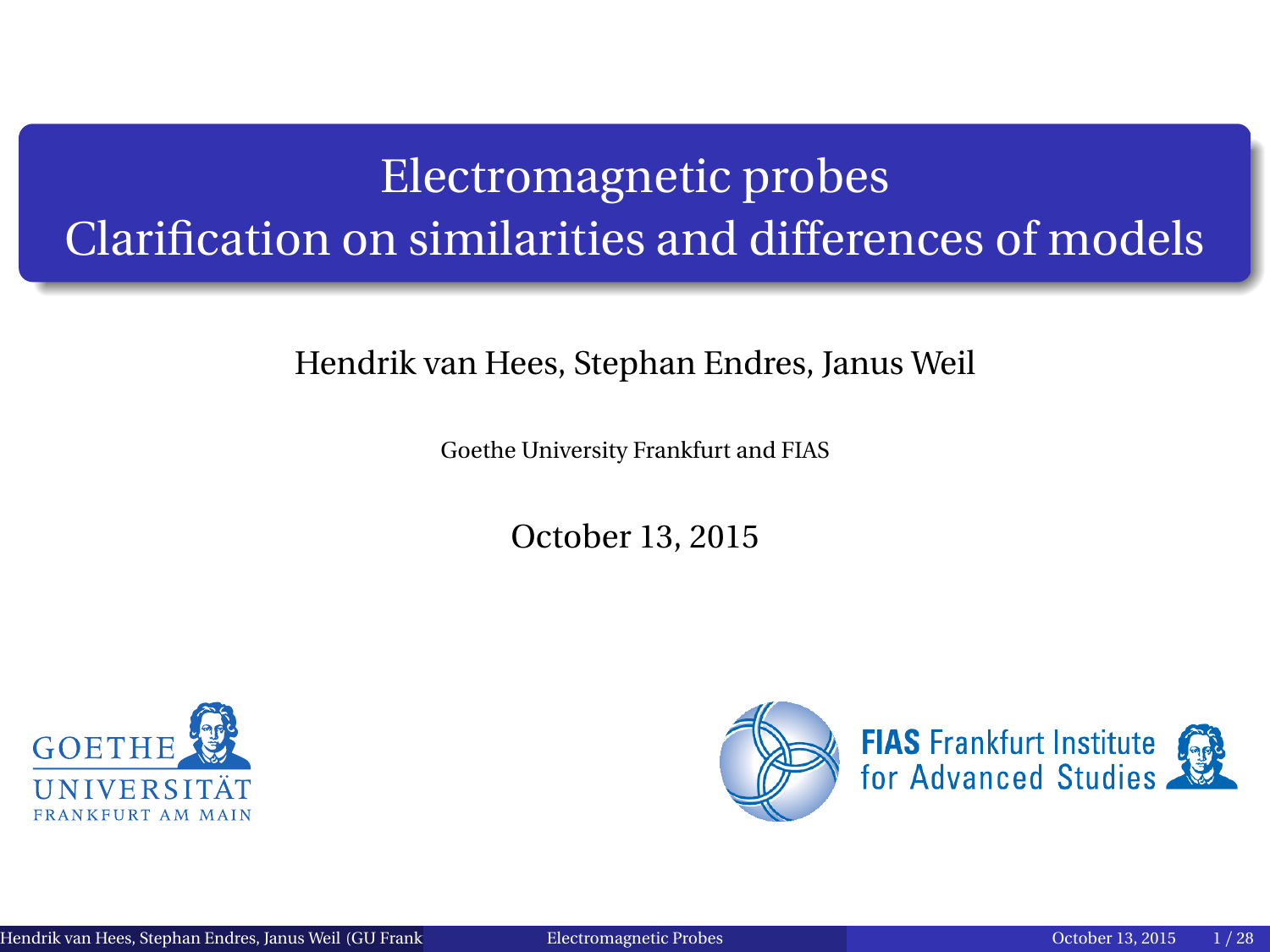# Electromagnetic probes
# Clarification on similarities and differences of models

Hendrik van Hees, Stephan Endres, Janus Weil

Goethe University Frankfurt and FIAS

October 13, 2015

GOETHE UNIVERSITÄT FRANKFURT AM MAIN

FIAS Frankfurt Institute for Advanced Studies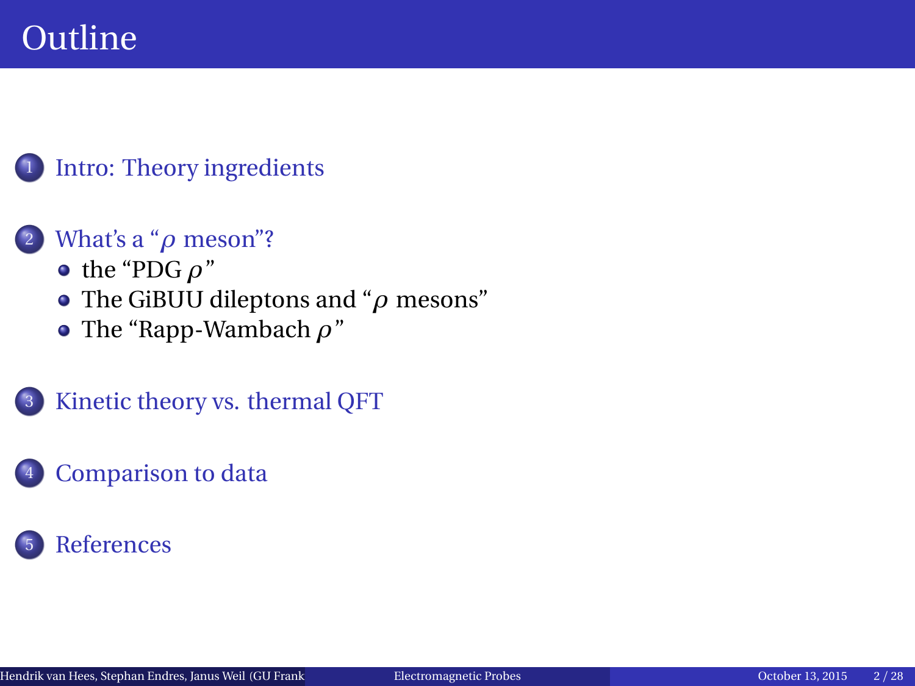# Outline

1. Intro: Theory ingredients
2. What's a "$\rho$ meson"?
   - the "PDG $\rho$"
   - The GiBUU dileptons and "$\rho$ mesons"
   - The "Rapp-Wambach $\rho$"
3. Kinetic theory vs. thermal QFT
4. Comparison to data
5. References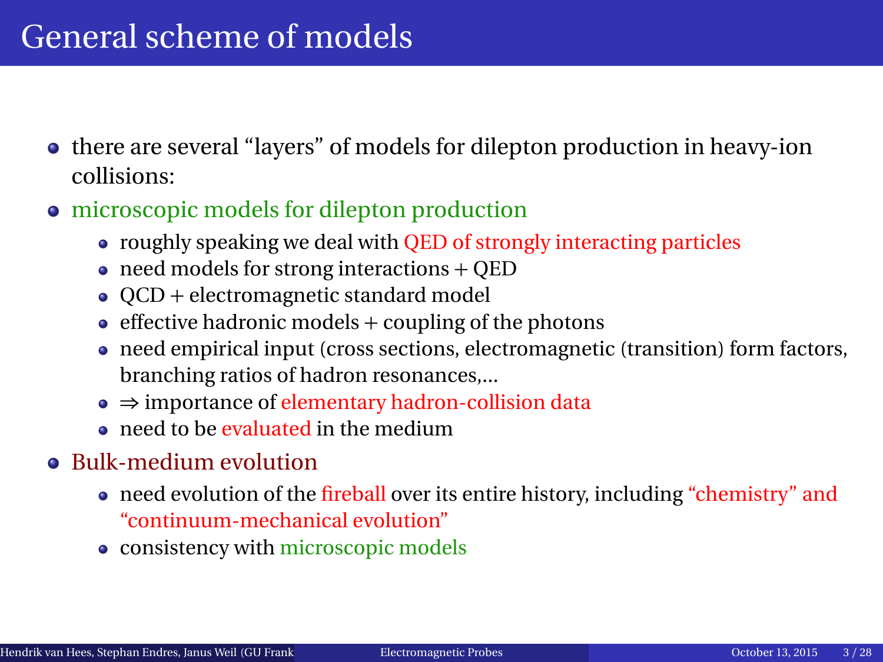# General scheme of models

- there are several "layers" of models for dilepton production in heavy-ion collisions:
- microscopic models for dilepton production
  - roughly speaking we deal with QED of strongly interacting particles
  - need models for strong interactions + QED
  - QCD + electromagnetic standard model
  - effective hadronic models + coupling of the photons
  - need empirical input (cross sections, electromagnetic (transition) form factors, branching ratios of hadron resonances,...
  - ⇒ importance of elementary hadron-collision data
  - need to be evaluated in the medium
- Bulk-medium evolution
  - need evolution of the fireball over its entire history, including "chemistry" and "continuum-mechanical evolution"
  - consistency with microscopic models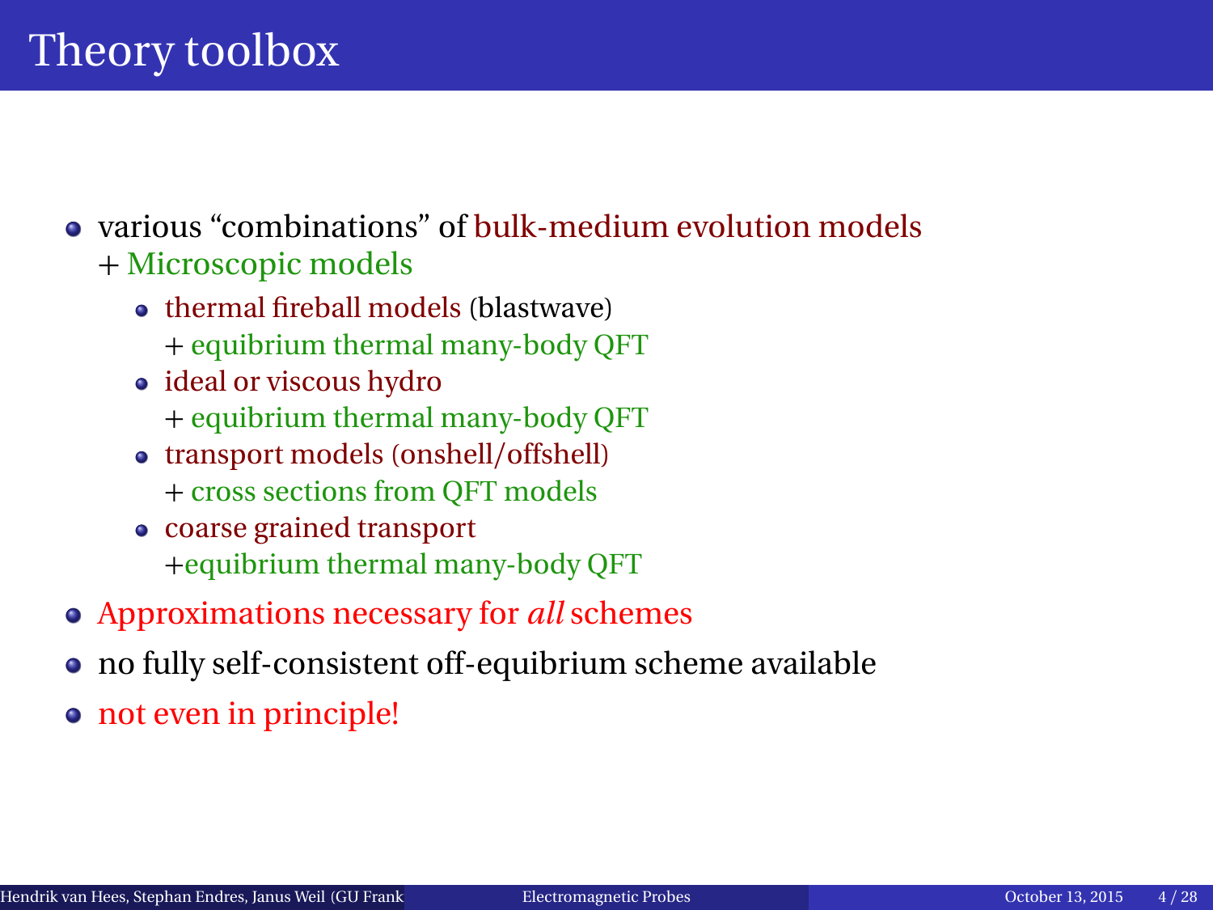# Theory toolbox

- various "combinations" of bulk-medium evolution models
  + Microscopic models
  - thermal fireball models (blastwave)
    + equibrium thermal many-body QFT
  - ideal or viscous hydro
    + equibrium thermal many-body QFT
  - transport models (onshell/offshell)
    + cross sections from QFT models
  - coarse grained transport
    +equibrium thermal many-body QFT
- Approximations necessary for *all* schemes
- no fully self-consistent off-equibrium scheme available
- not even in principle!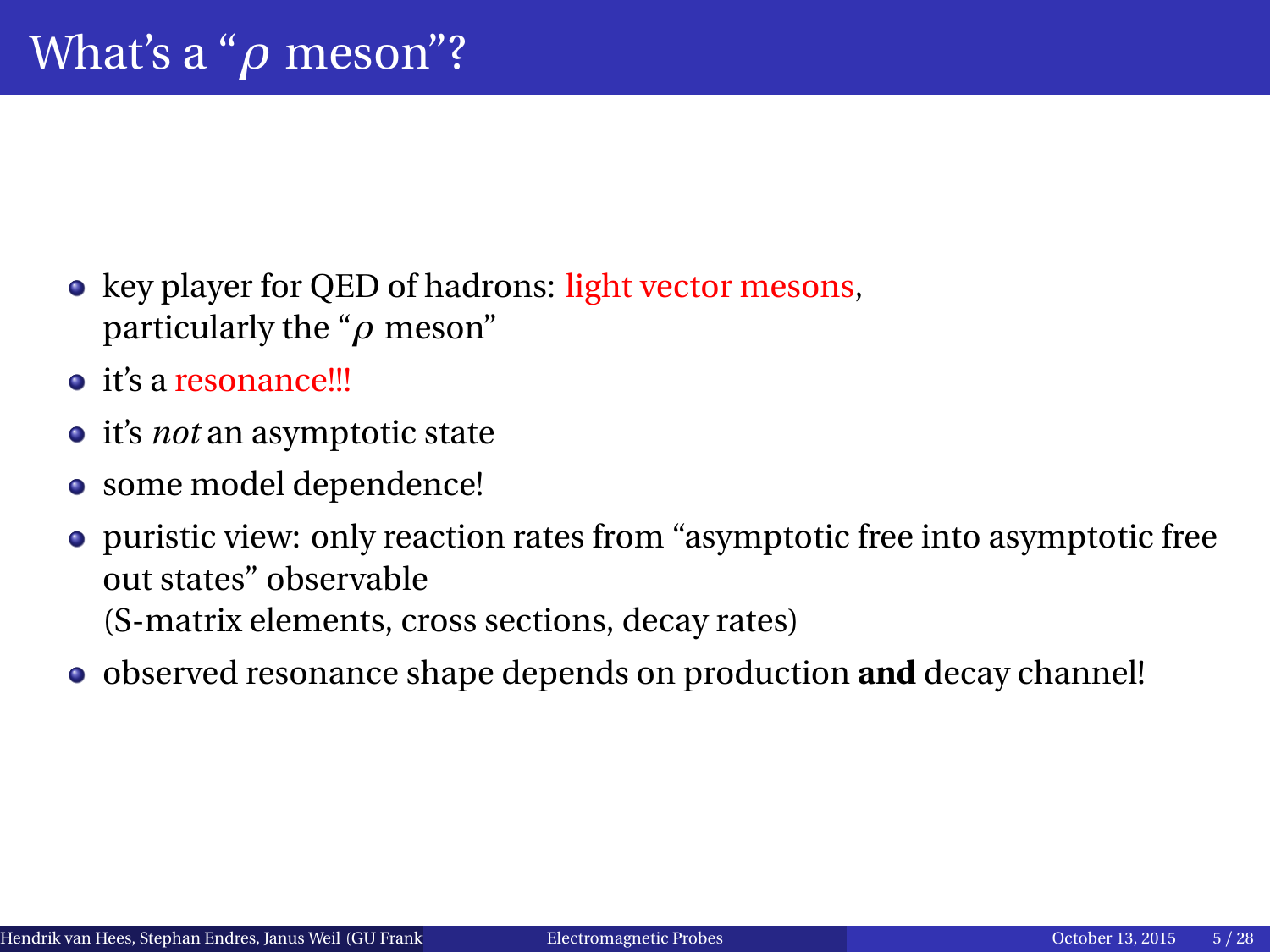# What's a "$\rho$ meson"?

- key player for QED of hadrons: light vector mesons, particularly the "$\rho$ meson"
- it's a resonance!!!
- it's *not* an asymptotic state
- some model dependence!
- puristic view: only reaction rates from "asymptotic free into asymptotic free out states" observable (S-matrix elements, cross sections, decay rates)
- observed resonance shape depends on production **and** decay channel!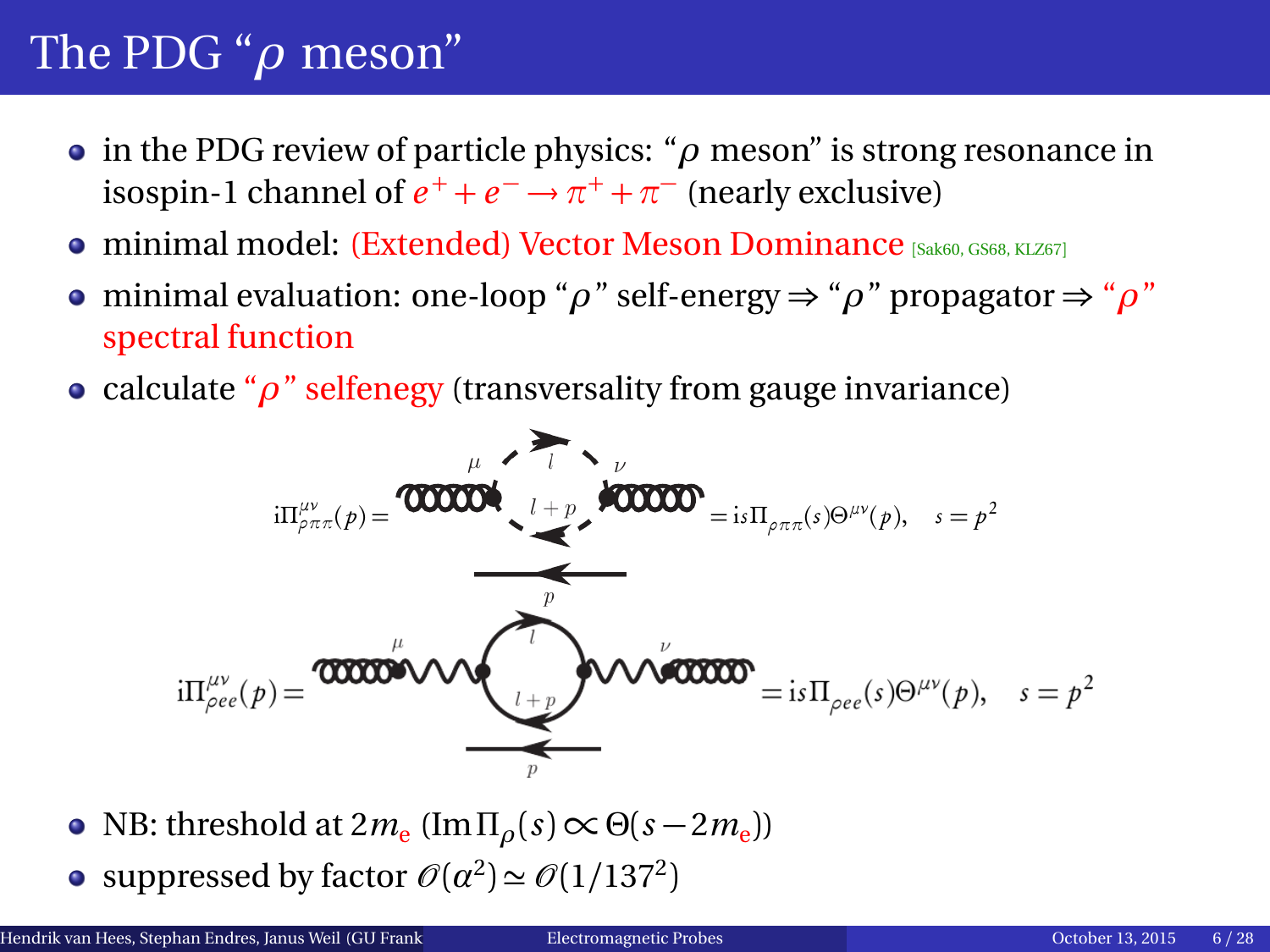# The PDG "$\rho$ meson"

- in the PDG review of particle physics: "$\rho$ meson" is strong resonance in isospin-1 channel of $e^+ + e^- \rightarrow \pi^+ + \pi^-$ (nearly exclusive)
- minimal model: (Extended) Vector Meson Dominance [Sak60, GS68, KLZ67]
- minimal evaluation: one-loop "$\rho$" self-energy $\Rightarrow$ "$\rho$" propagator $\Rightarrow$ "$\rho$" spectral function
- calculate "$\rho$" selfenegy (transversality from gauge invariance)

$$\mathrm{i}\Pi^{\mu\nu}_{\rho\pi\pi}(p) = \mathrm{i}s\Pi_{\rho\pi\pi}(s)\Theta^{\mu\nu}(p), \quad s = p^2$$

$$\mathrm{i}\Pi^{\mu\nu}_{\rho ee}(p) = \mathrm{i}s\Pi_{\rho ee}(s)\Theta^{\mu\nu}(p), \quad s = p^2$$

- NB: threshold at $2m_{\mathrm{e}}$ ($\operatorname{Im}\Pi_\rho(s) \propto \Theta(s - 2m_{\mathrm{e}})$)
- suppressed by factor $\mathscr{O}(\alpha^2) \simeq \mathscr{O}(1/137^2)$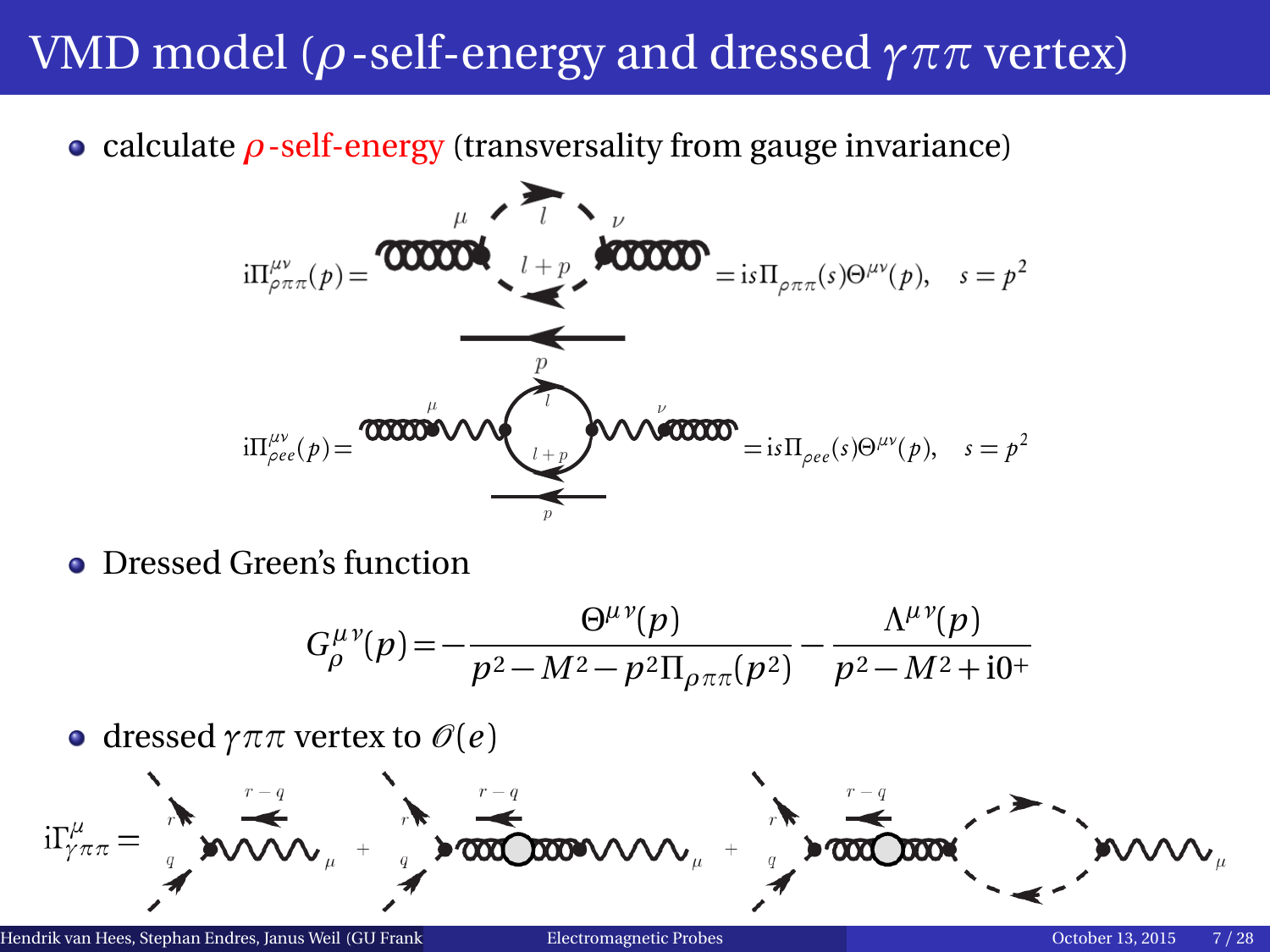# VMD model ($\rho$-self-energy and dressed $\gamma\pi\pi$ vertex)

- calculate $\rho$-self-energy (transversality from gauge invariance)

$$i\Pi^{\mu\nu}_{\rho\pi\pi}(p) = \quad = is\Pi_{\rho\pi\pi}(s)\Theta^{\mu\nu}(p), \quad s = p^2$$

$$i\Pi^{\mu\nu}_{\rho ee}(p) = \quad = is\Pi_{\rho ee}(s)\Theta^{\mu\nu}(p), \quad s = p^2$$

- Dressed Green's function

$$G^{\mu\nu}_{\rho}(p) = -\frac{\Theta^{\mu\nu}(p)}{p^2 - M^2 - p^2\Pi_{\rho\pi\pi}(p^2)} - \frac{\Lambda^{\mu\nu}(p)}{p^2 - M^2 + i0^+}$$

- dressed $\gamma\pi\pi$ vertex to $\mathscr{O}(e)$

$$i\Gamma^{\mu}_{\gamma\pi\pi} = \quad + \quad + \quad$$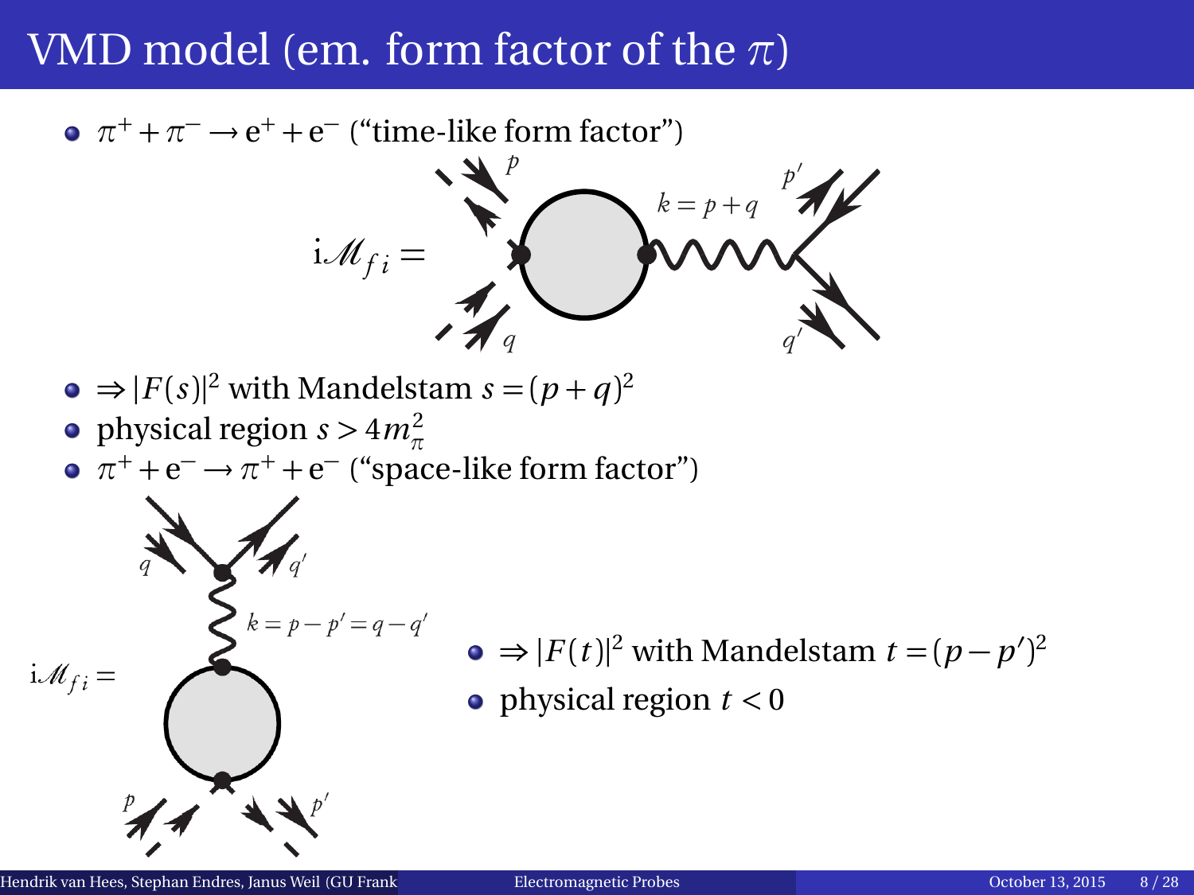# VMD model (em. form factor of the $\pi$)

- $\pi^+ + \pi^- \to e^+ + e^-$ ("time-like form factor")

$$i\mathcal{M}_{fi} =$$

$k = p + q$

- $\Rightarrow |F(s)|^2$ with Mandelstam $s = (p+q)^2$
- physical region $s > 4m_\pi^2$
- $\pi^+ + e^- \to \pi^+ + e^-$ ("space-like form factor")

$$i\mathcal{M}_{fi} =$$

$k = p - p' = q - q'$

- $\Rightarrow |F(t)|^2$ with Mandelstam $t = (p - p')^2$
- physical region $t < 0$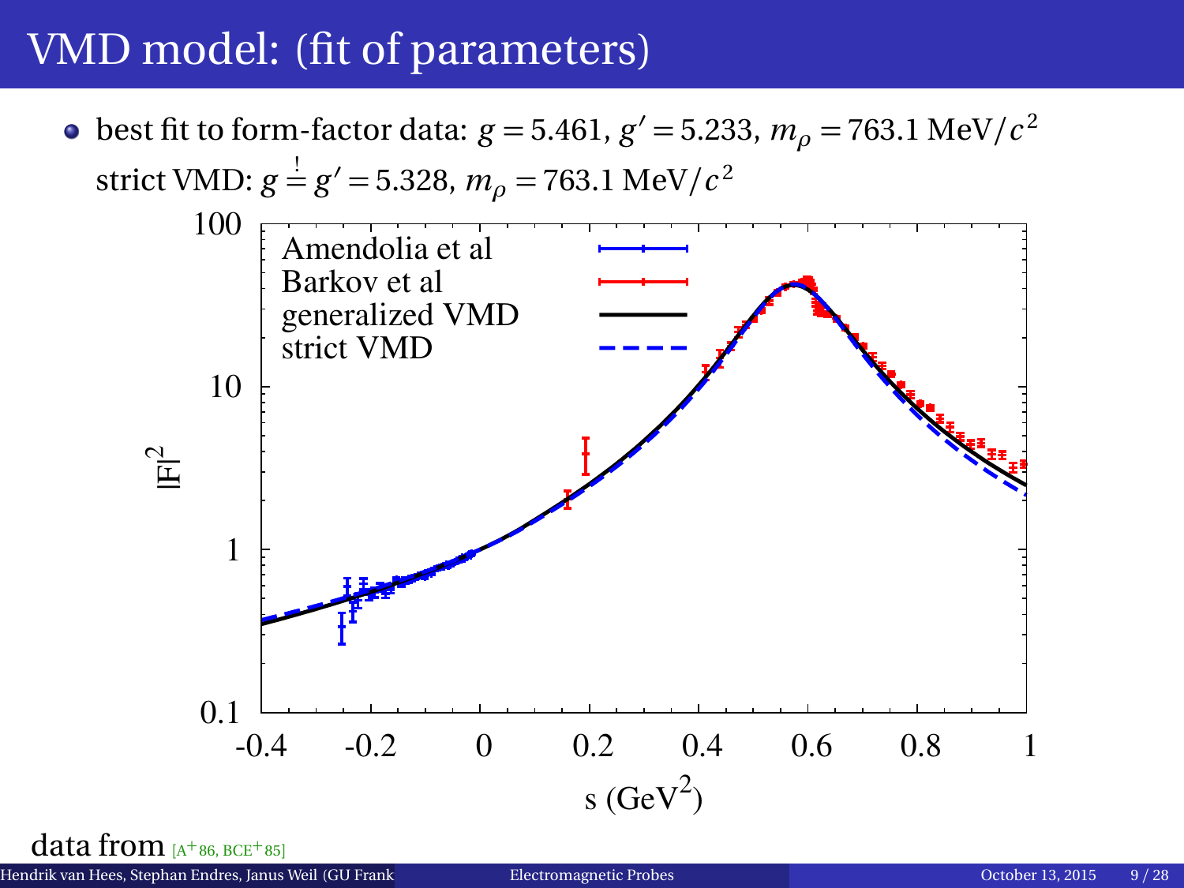# VMD model: (fit of parameters)

- best fit to form-factor data: $g = 5.461$, $g' = 5.233$, $m_\rho = 763.1\ \mathrm{MeV}/c^2$

  strict VMD: $g \stackrel{!}{=} g' = 5.328$, $m_\rho = 763.1\ \mathrm{MeV}/c^2$

data from [A+86, BCE+85]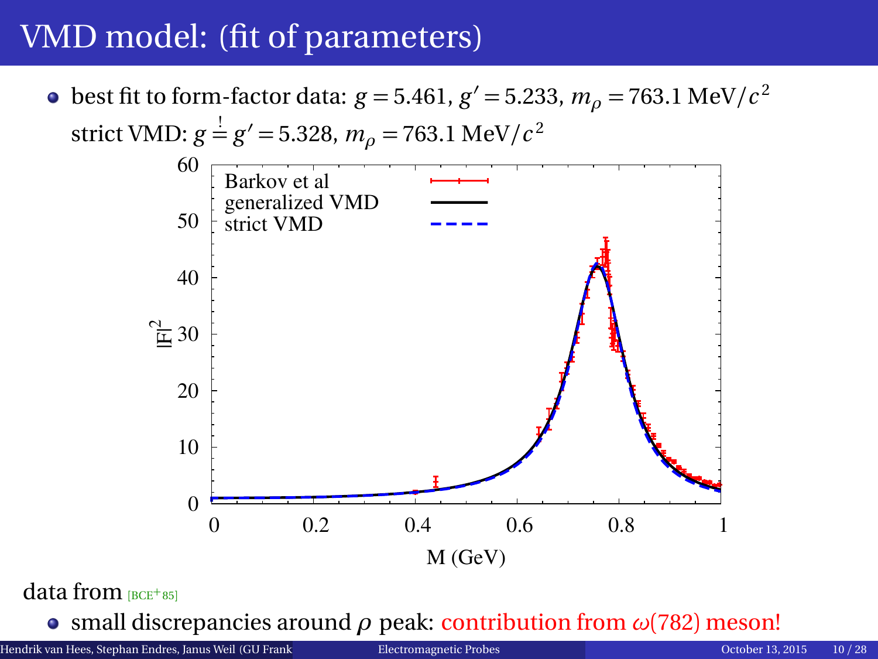# VMD model: (fit of parameters)

- best fit to form-factor data: $g = 5.461$, $g' = 5.233$, $m_\rho = 763.1\ \text{MeV}/c^2$
  strict VMD: $g \stackrel{!}{=} g' = 5.328$, $m_\rho = 763.1\ \text{MeV}/c^2$

data from [BCE+85]

- small discrepancies around $\rho$ peak: contribution from $\omega(782)$ meson!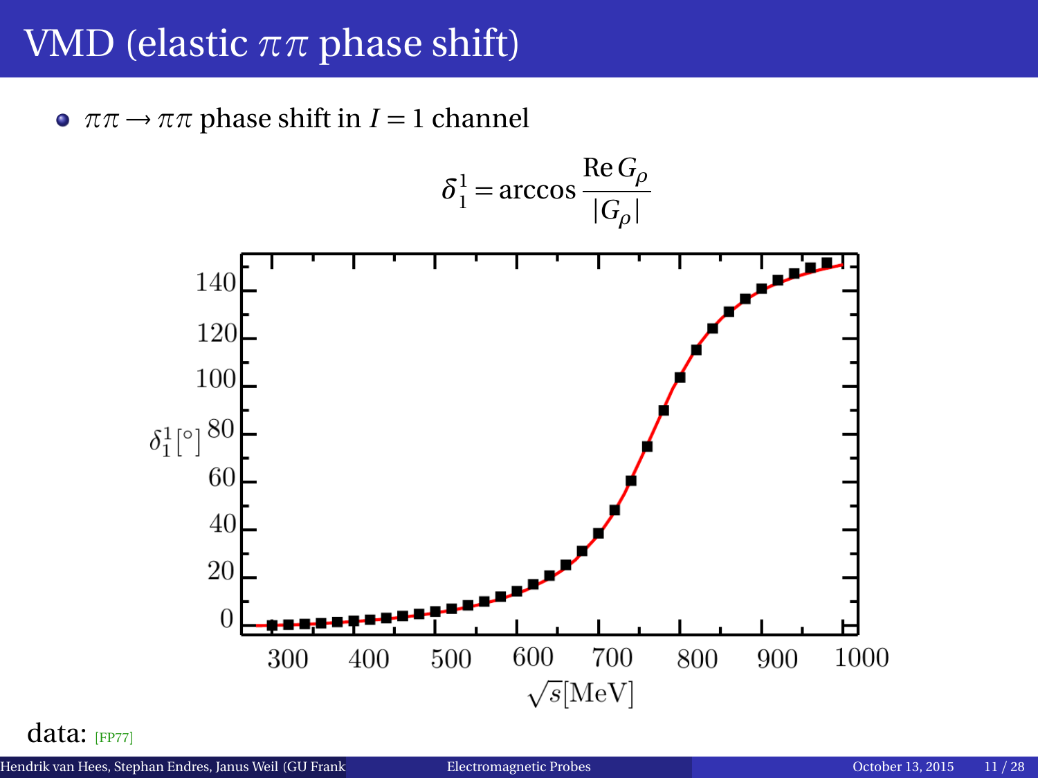# VMD (elastic $\pi\pi$ phase shift)

- $\pi\pi \to \pi\pi$ phase shift in $I = 1$ channel

$$\delta_1^1 = \arccos \frac{\mathrm{Re}\, G_\rho}{|G_\rho|}$$

data: [FP77]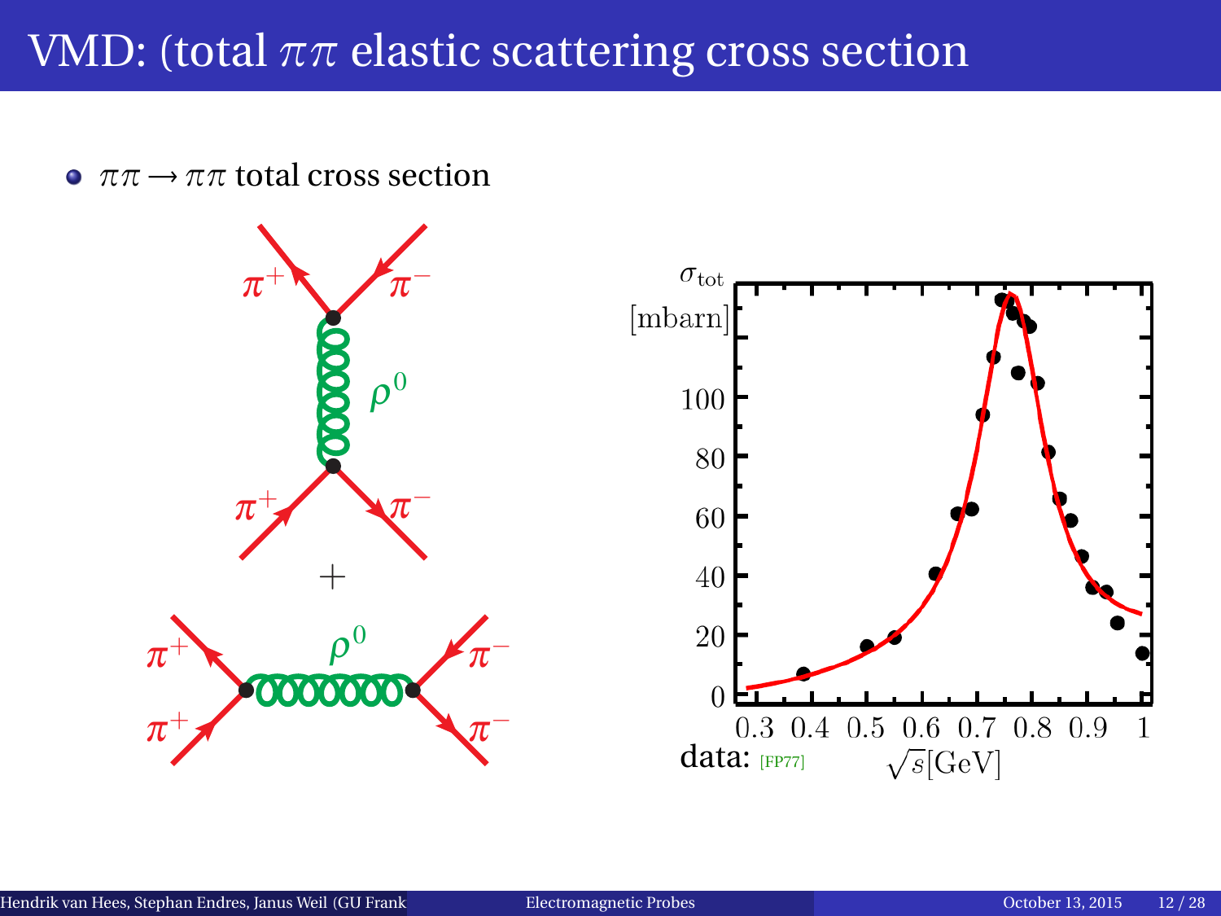# VMD: (total $\pi\pi$ elastic scattering cross section

- $\pi\pi \rightarrow \pi\pi$ total cross section

data: [FP77]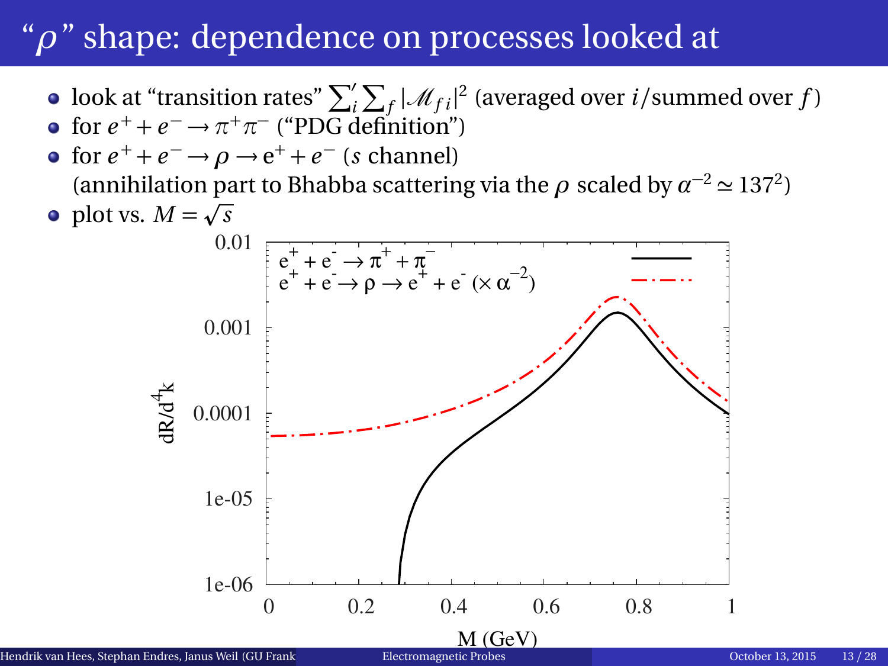# "$\rho$" shape: dependence on processes looked at

- look at "transition rates" $\sum_i' \sum_f |\mathscr{M}_{fi}|^2$ (averaged over $i$/summed over $f$)
- for $e^+ + e^- \rightarrow \pi^+\pi^-$ ("PDG definition")
- for $e^+ + e^- \rightarrow \rho \rightarrow \mathrm{e}^+ + e^-$ ($s$ channel)
  (annihilation part to Bhabba scattering via the $\rho$ scaled by $\alpha^{-2} \simeq 137^2$)
- plot vs. $M = \sqrt{s}$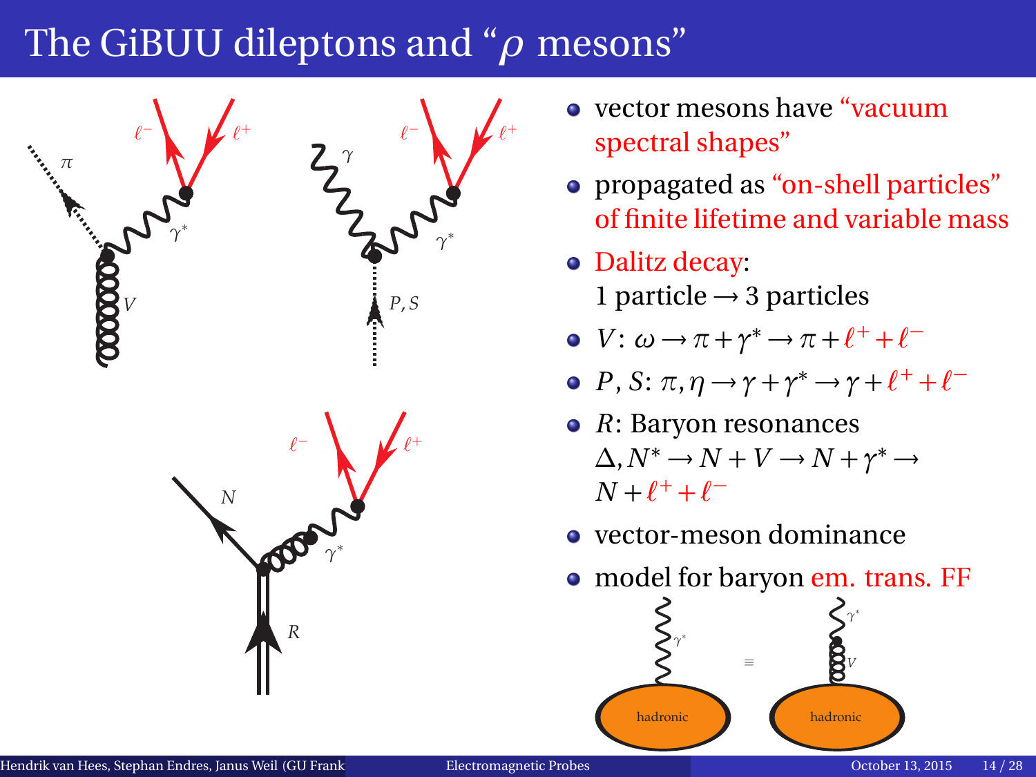# The GiBUU dileptons and "$\rho$ mesons"

- vector mesons have "vacuum spectral shapes"
- propagated as "on-shell particles" of finite lifetime and variable mass
- Dalitz decay: 1 particle $\rightarrow$ 3 particles
- $V$: $\omega \rightarrow \pi + \gamma^* \rightarrow \pi + \ell^+ + \ell^-$
- $P, S$: $\pi, \eta \rightarrow \gamma + \gamma^* \rightarrow \gamma + \ell^+ + \ell^-$
- $R$: Baryon resonances $\Delta, N^* \rightarrow N + V \rightarrow N + \gamma^* \rightarrow N + \ell^+ + \ell^-$
- vector-meson dominance
- model for baryon em. trans. FF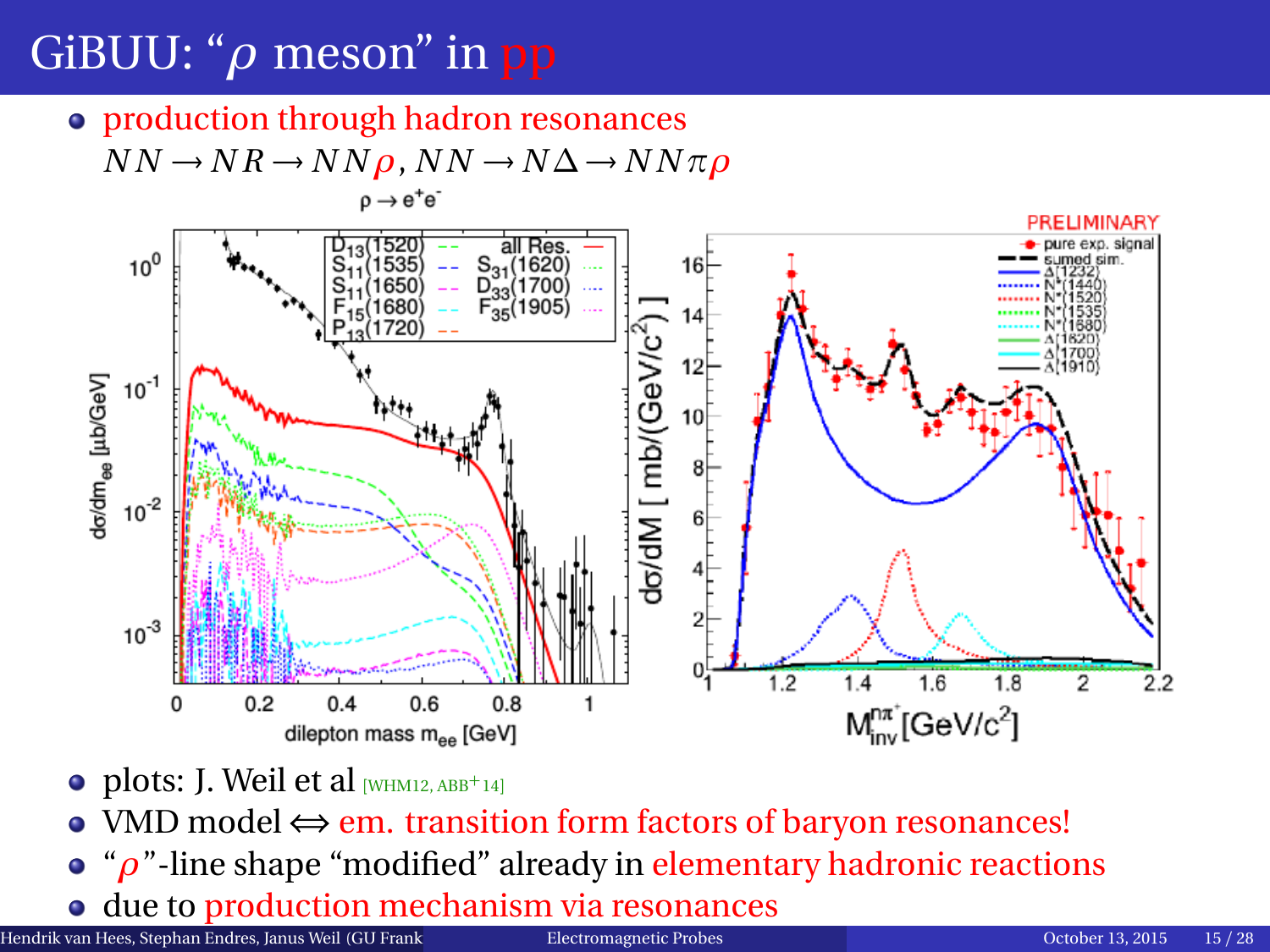# GiBUU: “$\rho$ meson” in pp

- production through hadron resonances
  $NN \to NR \to NN\rho$, $NN \to N\Delta \to NN\pi\rho$

- plots: J. Weil et al [WHM12, ABB+14]
- VMD model $\Leftrightarrow$ em. transition form factors of baryon resonances!
- “$\rho$”-line shape “modified” already in elementary hadronic reactions
- due to production mechanism via resonances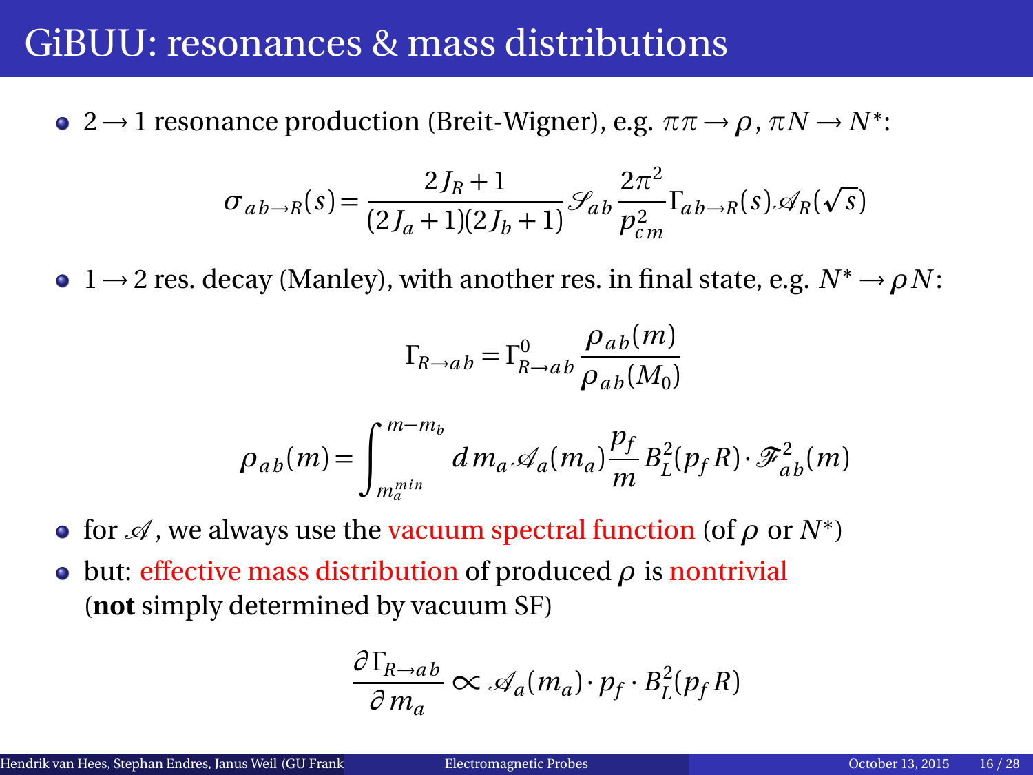# GiBUU: resonances & mass distributions

- $2 \to 1$ resonance production (Breit-Wigner), e.g. $\pi\pi \to \rho$, $\pi N \to N^*$:

$$\sigma_{ab\to R}(s) = \frac{2J_R+1}{(2J_a+1)(2J_b+1)} \mathscr{S}_{ab} \frac{2\pi^2}{p_{cm}^2} \Gamma_{ab\to R}(s) \mathscr{A}_R(\sqrt{s})$$

- $1 \to 2$ res. decay (Manley), with another res. in final state, e.g. $N^* \to \rho N$:

$$\Gamma_{R\to ab} = \Gamma^0_{R\to ab} \frac{\rho_{ab}(m)}{\rho_{ab}(M_0)}$$

$$\rho_{ab}(m) = \int_{m_a^{min}}^{m-m_b} dm_a \mathscr{A}_a(m_a) \frac{p_f}{m} B_L^2(p_f R) \cdot \mathscr{F}^2_{ab}(m)$$

- for $\mathscr{A}$, we always use the vacuum spectral function (of $\rho$ or $N^*$)
- but: effective mass distribution of produced $\rho$ is nontrivial (**not** simply determined by vacuum SF)

$$\frac{\partial \Gamma_{R\to ab}}{\partial m_a} \propto \mathscr{A}_a(m_a) \cdot p_f \cdot B_L^2(p_f R)$$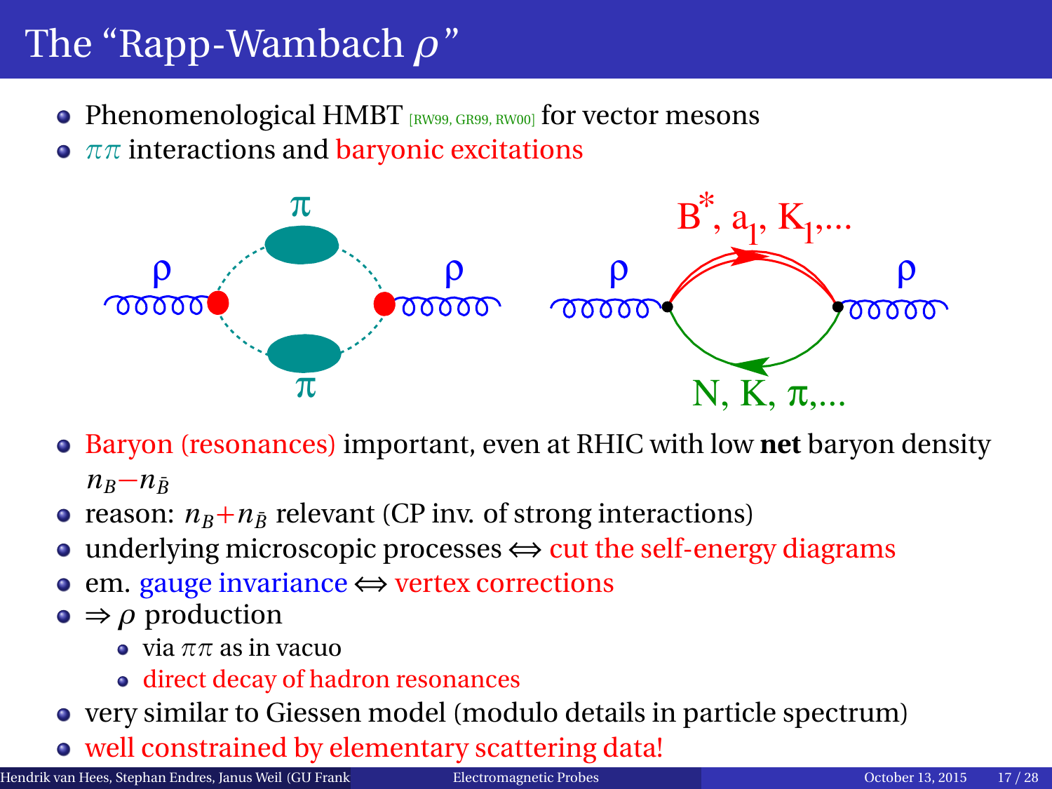# The "Rapp-Wambach $\rho$"

- Phenomenological HMBT [RW99, GR99, RW00] for vector mesons
- $\pi\pi$ interactions and baryonic excitations

- Baryon (resonances) important, even at RHIC with low **net** baryon density $n_B - n_{\bar{B}}$
- reason: $n_B + n_{\bar{B}}$ relevant (CP inv. of strong interactions)
- underlying microscopic processes $\Leftrightarrow$ cut the self-energy diagrams
- em. gauge invariance $\Leftrightarrow$ vertex corrections
- $\Rightarrow \rho$ production
  - via $\pi\pi$ as in vacuo
  - direct decay of hadron resonances
- very similar to Giessen model (modulo details in particle spectrum)
- well constrained by elementary scattering data!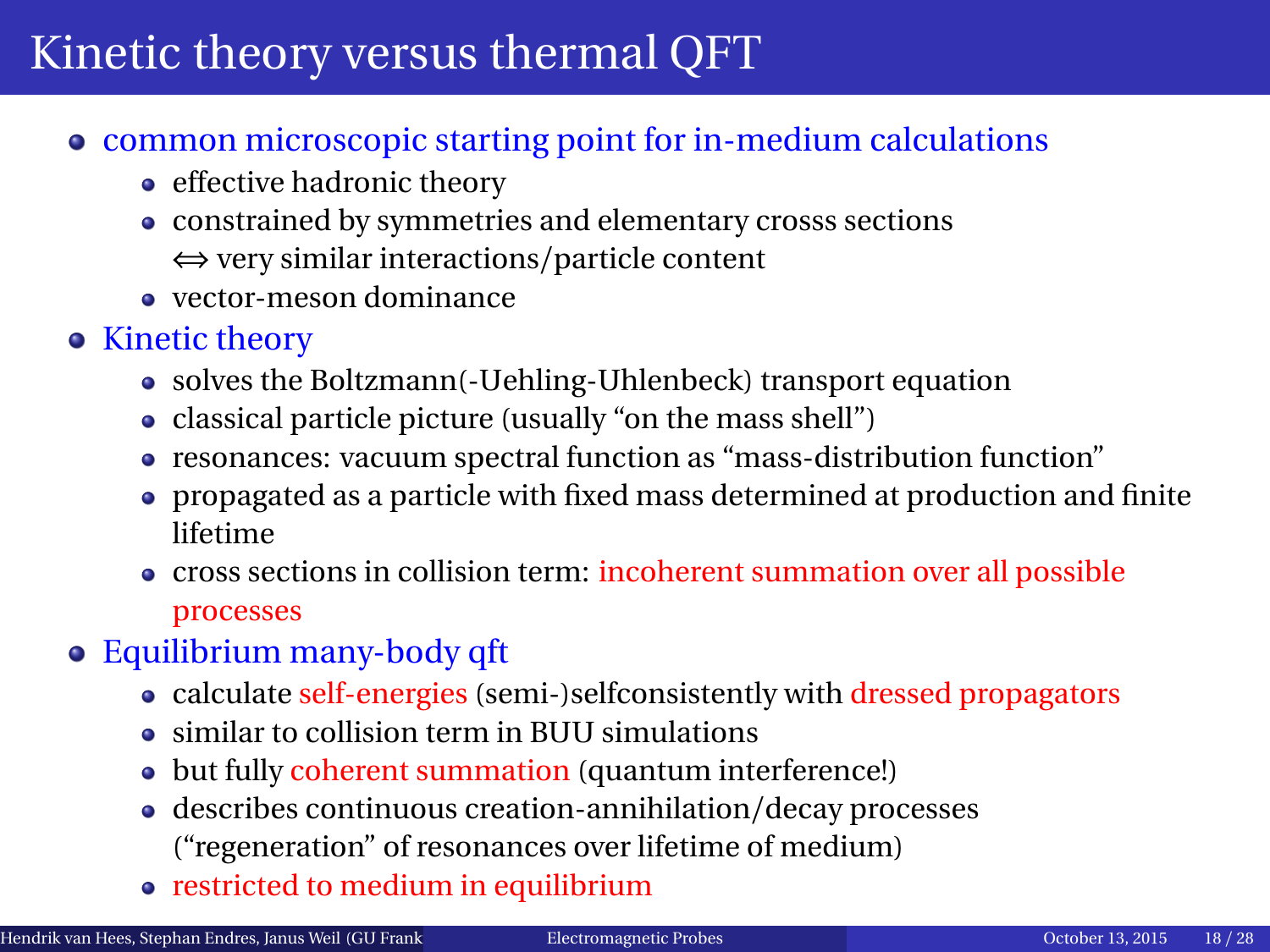# Kinetic theory versus thermal QFT

- common microscopic starting point for in-medium calculations
  - effective hadronic theory
  - constrained by symmetries and elementary crosss sections $\Leftrightarrow$ very similar interactions/particle content
  - vector-meson dominance
- Kinetic theory
  - solves the Boltzmann(-Uehling-Uhlenbeck) transport equation
  - classical particle picture (usually "on the mass shell")
  - resonances: vacuum spectral function as "mass-distribution function"
  - propagated as a particle with fixed mass determined at production and finite lifetime
  - cross sections in collision term: incoherent summation over all possible processes
- Equilibrium many-body qft
  - calculate self-energies (semi-)selfconsistently with dressed propagators
  - similar to collision term in BUU simulations
  - but fully coherent summation (quantum interference!)
  - describes continuous creation-annihilation/decay processes ("regeneration" of resonances over lifetime of medium)
  - restricted to medium in equilibrium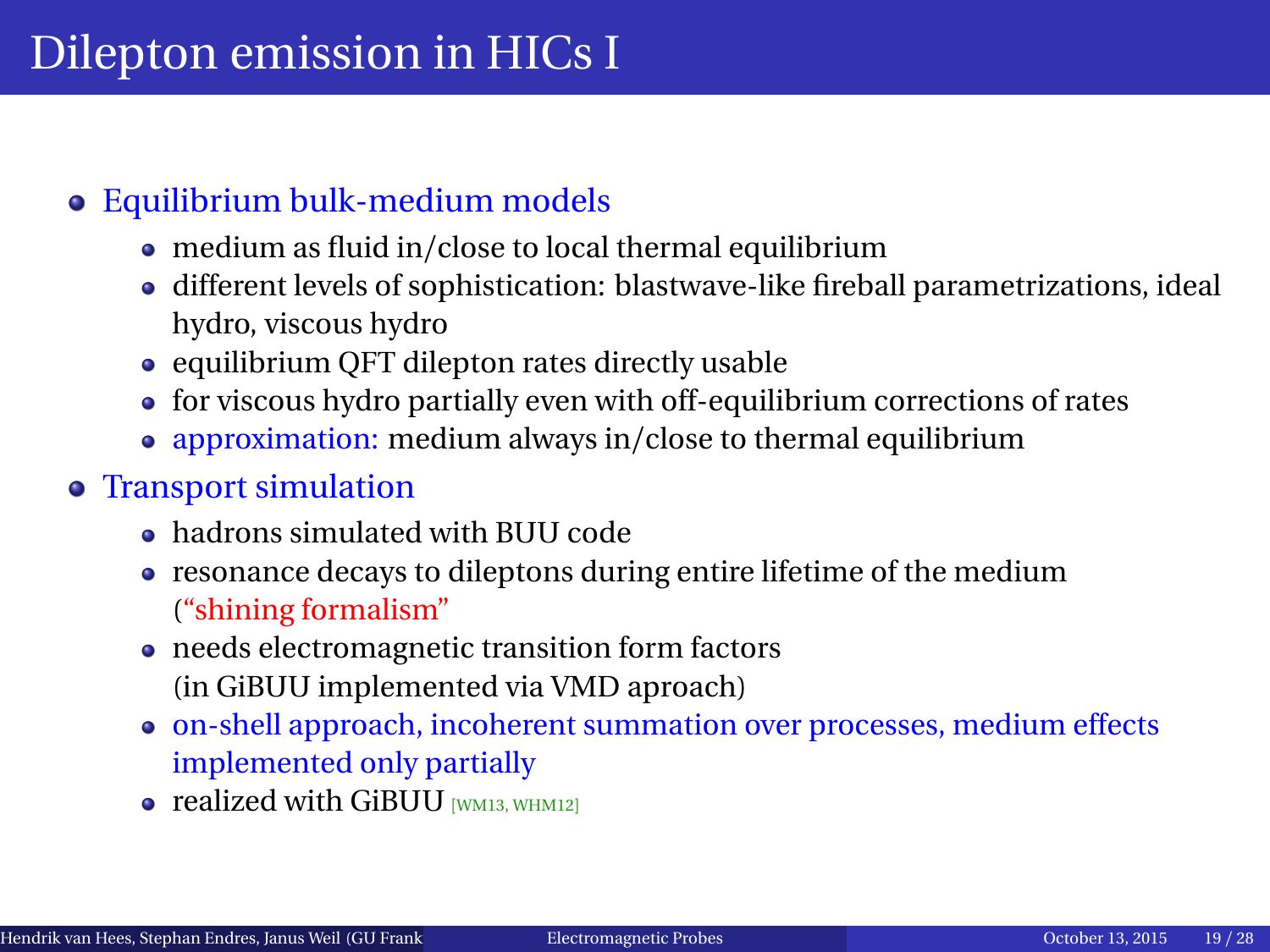# Dilepton emission in HICs I

- Equilibrium bulk-medium models
  - medium as fluid in/close to local thermal equilibrium
  - different levels of sophistication: blastwave-like fireball parametrizations, ideal hydro, viscous hydro
  - equilibrium QFT dilepton rates directly usable
  - for viscous hydro partially even with off-equilibrium corrections of rates
  - approximation: medium always in/close to thermal equilibrium
- Transport simulation
  - hadrons simulated with BUU code
  - resonance decays to dileptons during entire lifetime of the medium ("shining formalism")
  - needs electromagnetic transition form factors (in GiBUU implemented via VMD aproach)
  - on-shell approach, incoherent summation over processes, medium effects implemented only partially
  - realized with GiBUU [WM13, WHM12]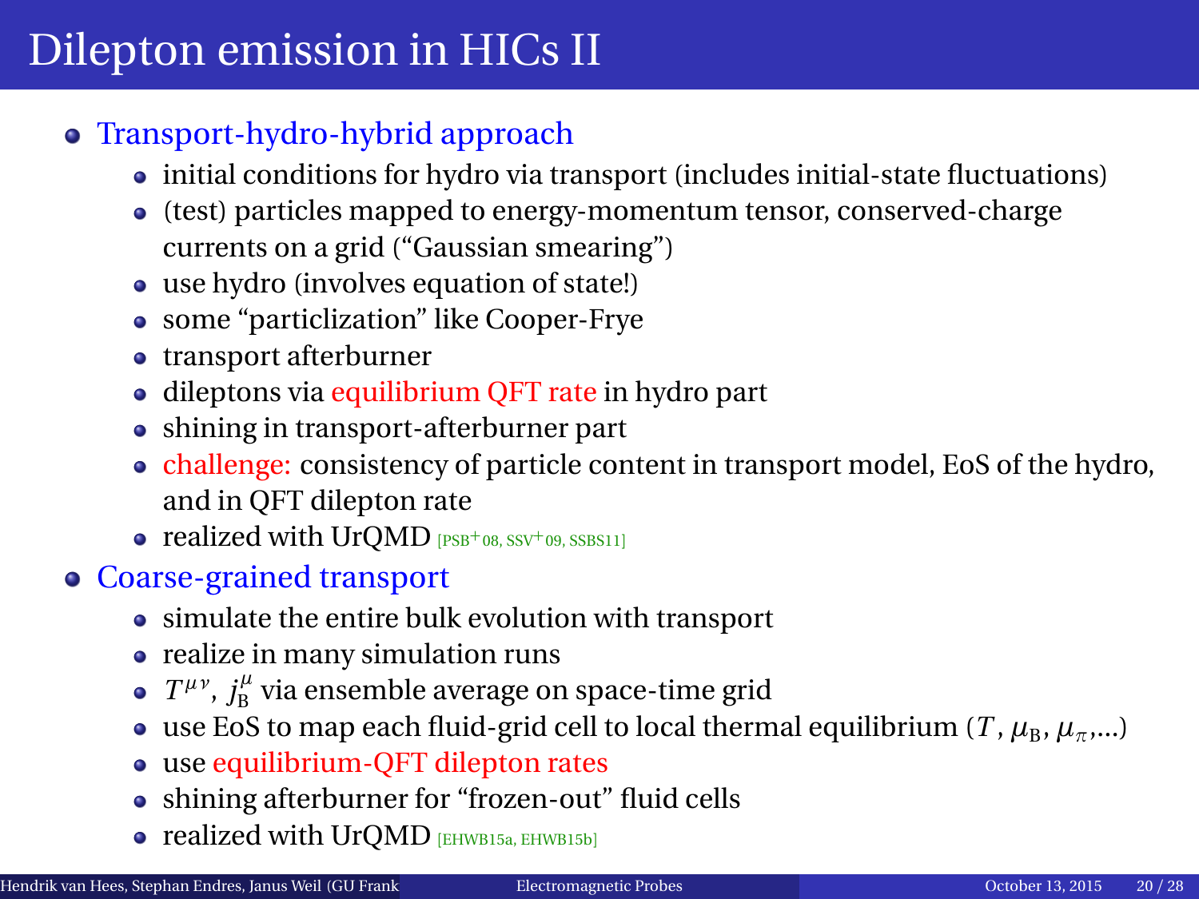# Dilepton emission in HICs II

- Transport-hydro-hybrid approach
  - initial conditions for hydro via transport (includes initial-state fluctuations)
  - (test) particles mapped to energy-momentum tensor, conserved-charge currents on a grid ("Gaussian smearing")
  - use hydro (involves equation of state!)
  - some "particlization" like Cooper-Frye
  - transport afterburner
  - dileptons via equilibrium QFT rate in hydro part
  - shining in transport-afterburner part
  - challenge: consistency of particle content in transport model, EoS of the hydro, and in QFT dilepton rate
  - realized with UrQMD [PSB+08, SSV+09, SSBS11]
- Coarse-grained transport
  - simulate the entire bulk evolution with transport
  - realize in many simulation runs
  - $T^{\mu\nu}$, $j_{\text{B}}^{\mu}$ via ensemble average on space-time grid
  - use EoS to map each fluid-grid cell to local thermal equilibrium ($T$, $\mu_{\text{B}}$, $\mu_{\pi}$,...)
  - use equilibrium-QFT dilepton rates
  - shining afterburner for "frozen-out" fluid cells
  - realized with UrQMD [EHWB15a, EHWB15b]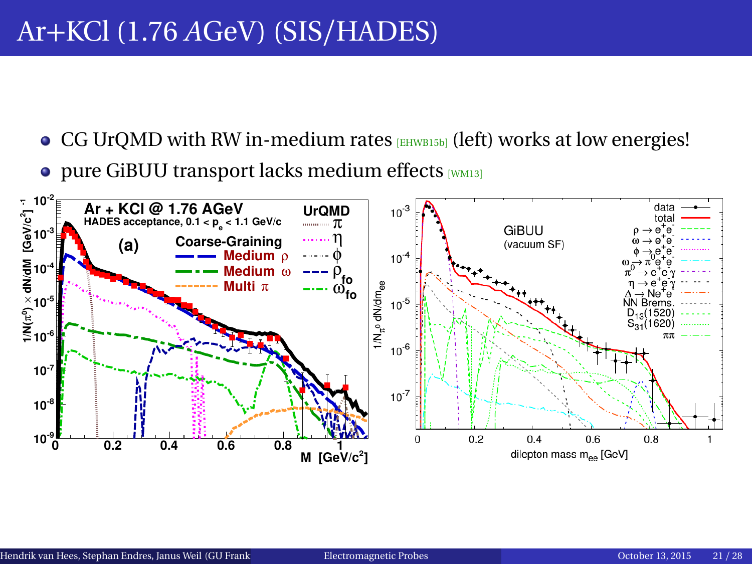# Ar+KCl (1.76 *A*GeV) (SIS/HADES)

- CG UrQMD with RW in-medium rates [EHWB15b] (left) works at low energies!
- pure GiBUU transport lacks medium effects [WM13]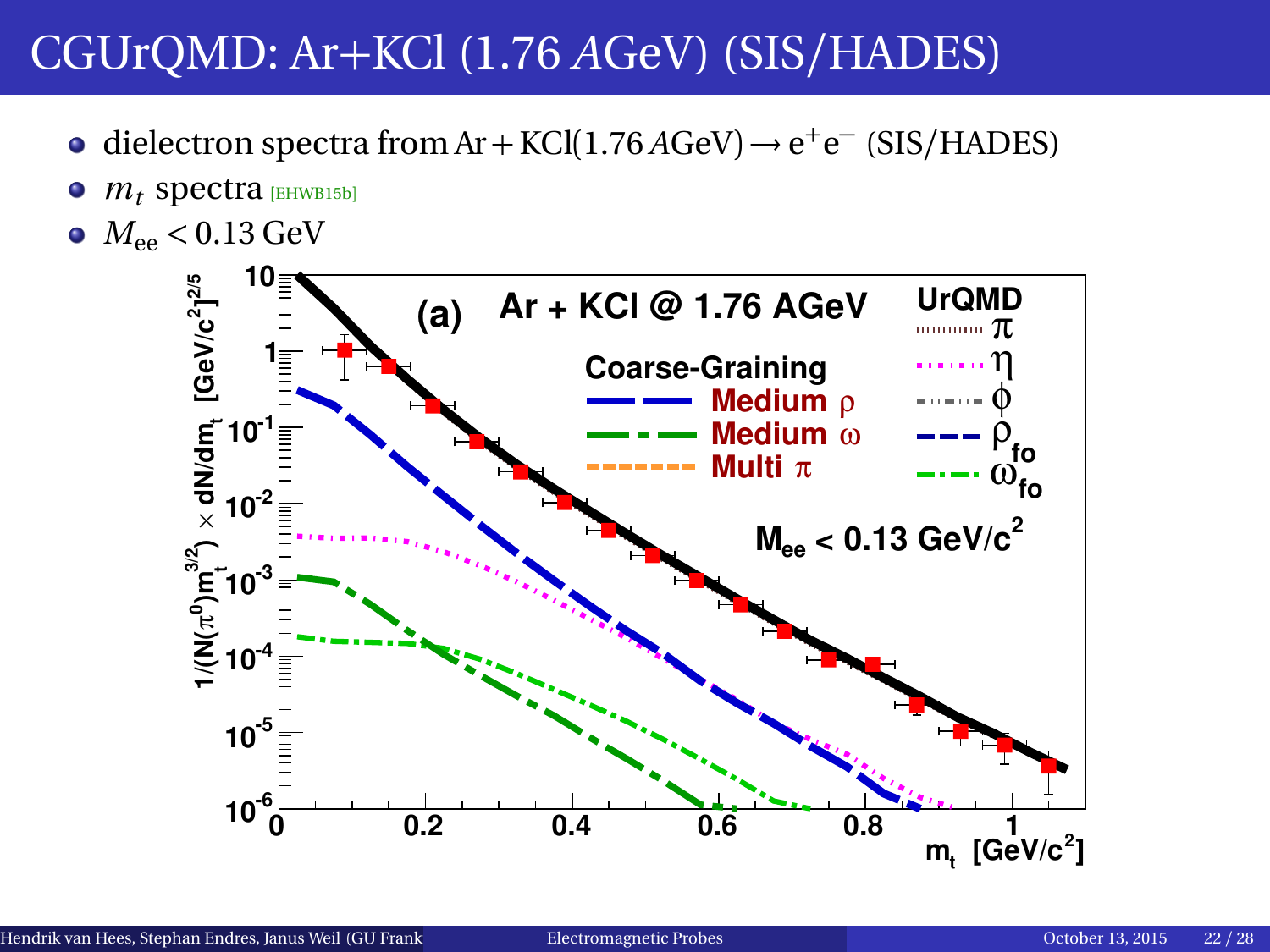# CGUrQMD: Ar+KCl (1.76 $A$GeV) (SIS/HADES)

- dielectron spectra from $\mathrm{Ar}+\mathrm{KCl}(1.76\,A\mathrm{GeV}) \rightarrow \mathrm{e}^+\mathrm{e}^-$ (SIS/HADES)
- $m_t$ spectra [EHWB15b]
- $M_{\mathrm{ee}} < 0.13\,\mathrm{GeV}$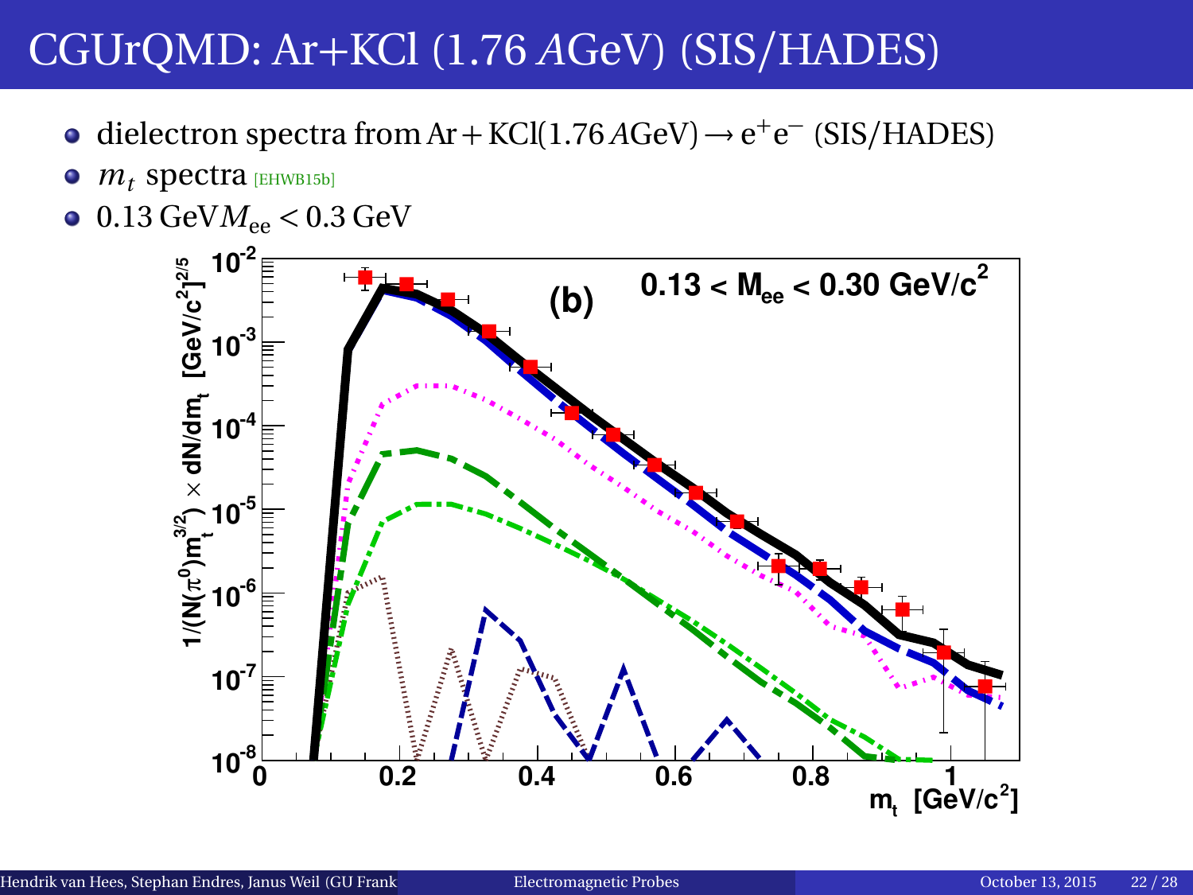# CGUrQMD: Ar+KCl (1.76 *A*GeV) (SIS/HADES)

- dielectron spectra from $\mathrm{Ar}+\mathrm{KCl}(1.76\,A\mathrm{GeV}) \rightarrow \mathrm{e}^+\mathrm{e}^-$ (SIS/HADES)
- $m_t$ spectra [EHWB15b]
- $0.13\,\mathrm{GeV} M_{\mathrm{ee}} < 0.3\,\mathrm{GeV}$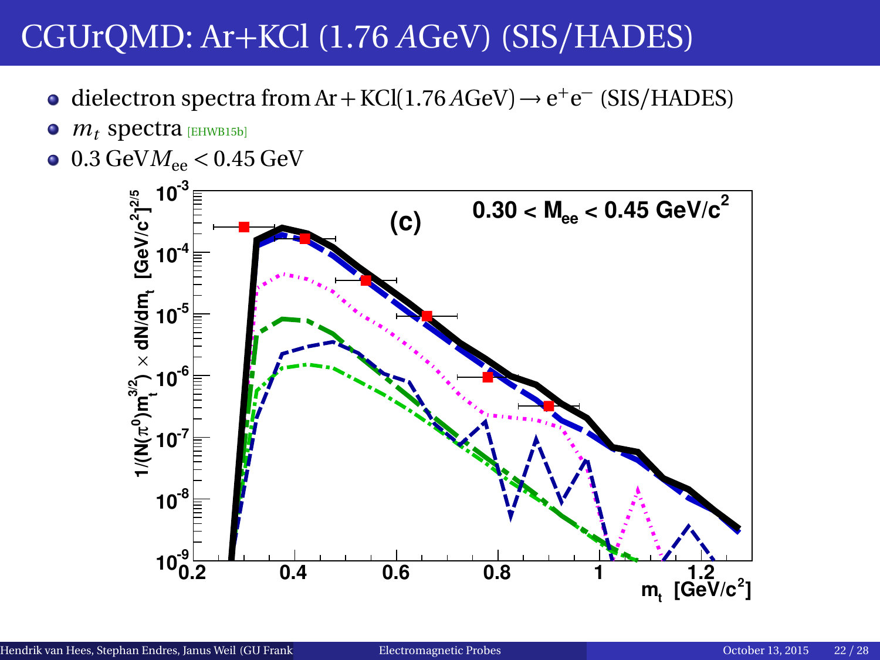# CGUrQMD: Ar+KCl (1.76 *A*GeV) (SIS/HADES)

- dielectron spectra from $\mathrm{Ar}+\mathrm{KCl}(1.76\,A\mathrm{GeV}) \rightarrow e^+e^-$ (SIS/HADES)
- $m_t$ spectra [EHWB15b]
- $0.3\,\mathrm{GeV} M_{\mathrm{ee}} < 0.45\,\mathrm{GeV}$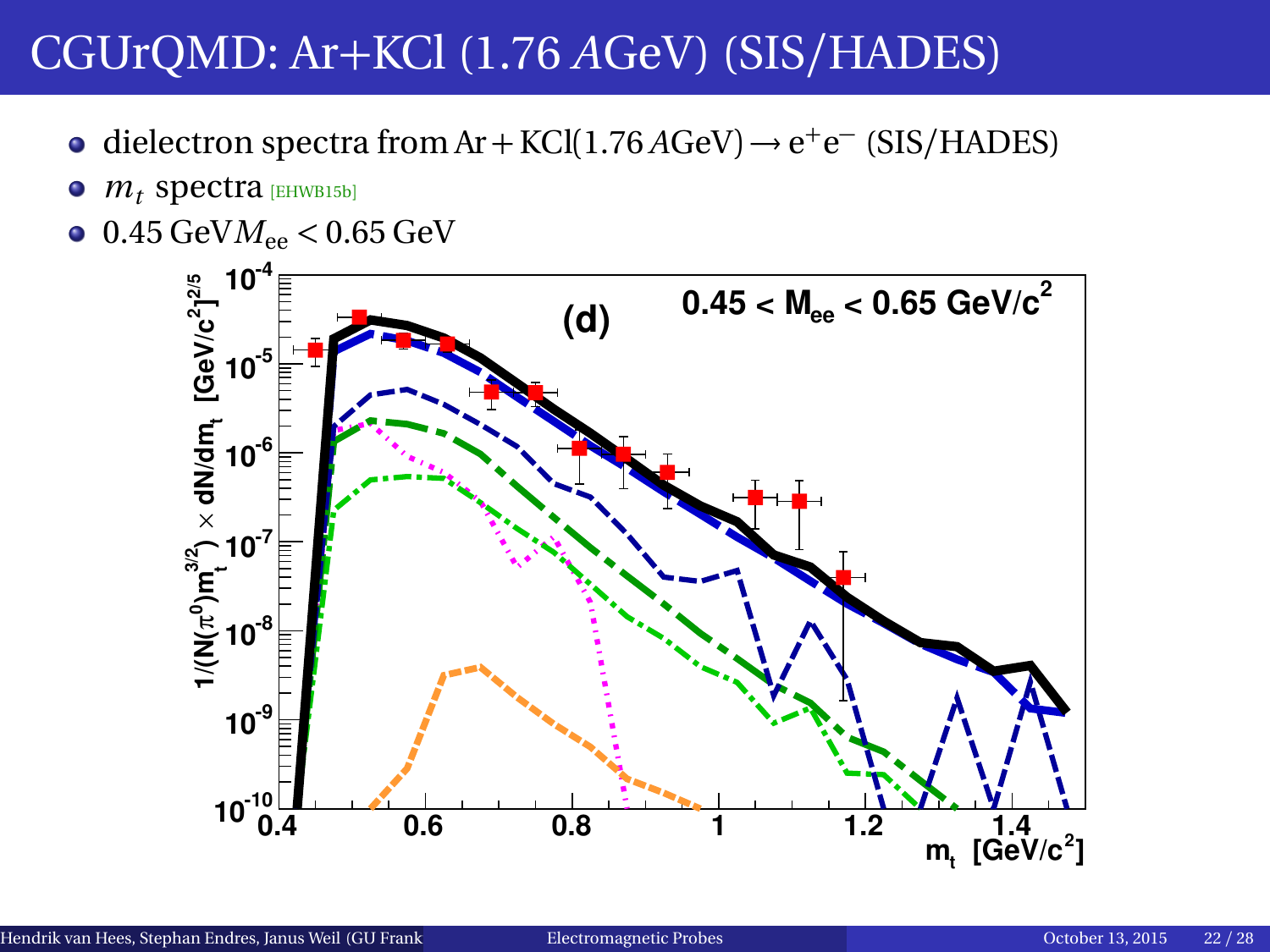# CGUrQMD: Ar+KCl (1.76 *A*GeV) (SIS/HADES)

- dielectron spectra from $\mathrm{Ar} + \mathrm{KCl}(1.76\,A\mathrm{GeV}) \rightarrow \mathrm{e}^+\mathrm{e}^-$ (SIS/HADES)
- $m_t$ spectra [EHWB15b]
- $0.45\,\mathrm{GeV} M_{\mathrm{ee}} < 0.65\,\mathrm{GeV}$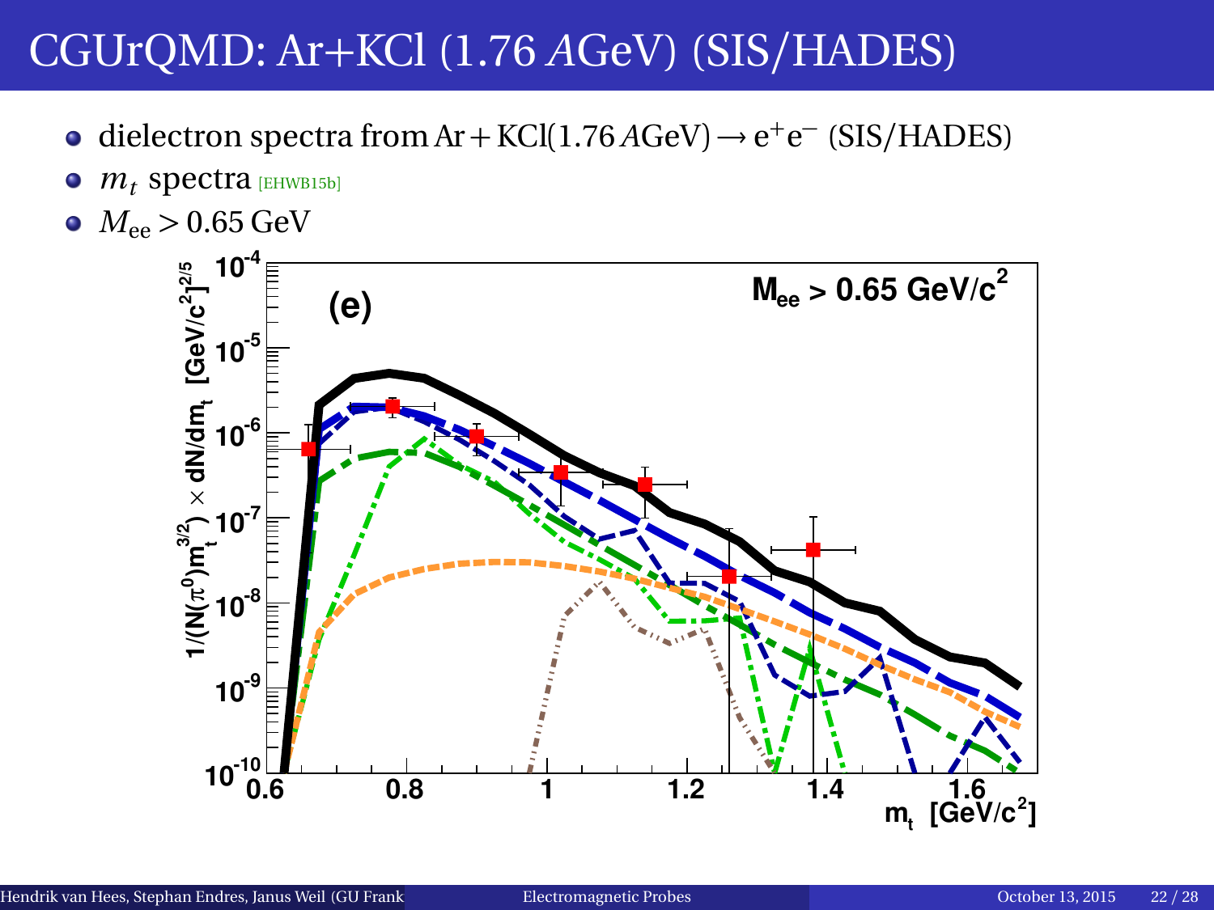# CGUrQMD: Ar+KCl (1.76 *A*GeV) (SIS/HADES)

- dielectron spectra from $\mathrm{Ar} + \mathrm{KCl}(1.76\,A\mathrm{GeV}) \rightarrow \mathrm{e}^+\mathrm{e}^-$ (SIS/HADES)
- $m_t$ spectra [EHWB15b]
- $M_{\mathrm{ee}} > 0.65\,\mathrm{GeV}$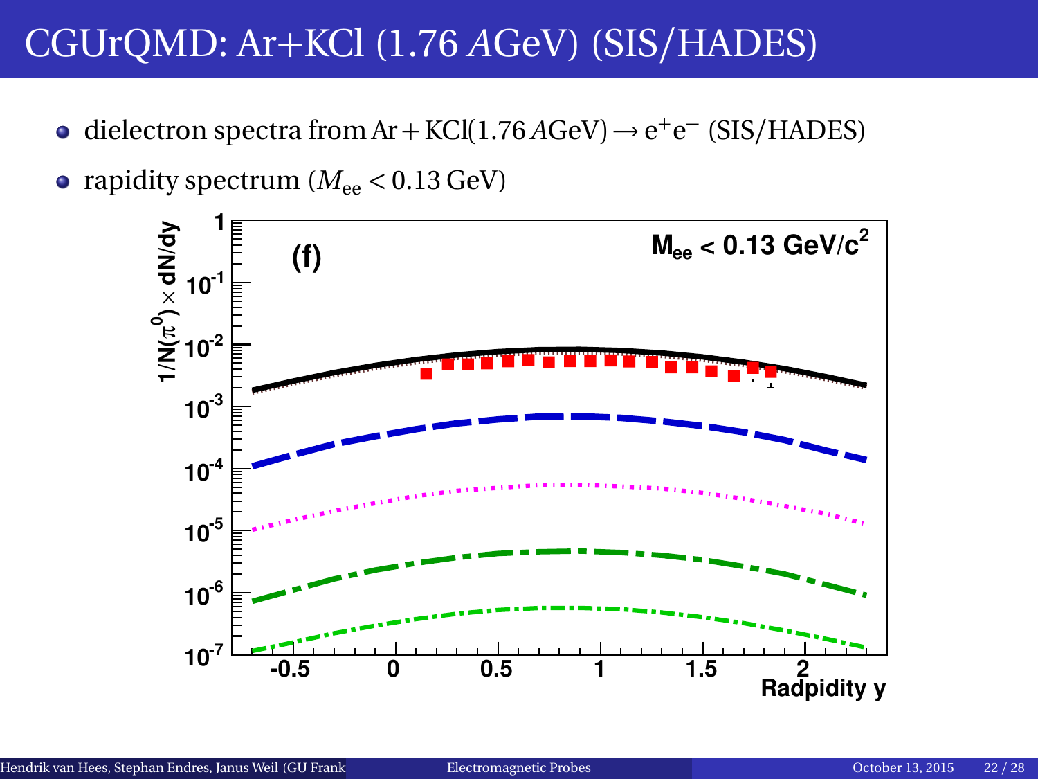# CGUrQMD: Ar+KCl (1.76 *A*GeV) (SIS/HADES)

- dielectron spectra from $\mathrm{Ar} + \mathrm{KCl}(1.76\,A\mathrm{GeV}) \rightarrow \mathrm{e}^+\mathrm{e}^-$ (SIS/HADES)
- rapidity spectrum ($M_{\mathrm{ee}} < 0.13\,\mathrm{GeV}$)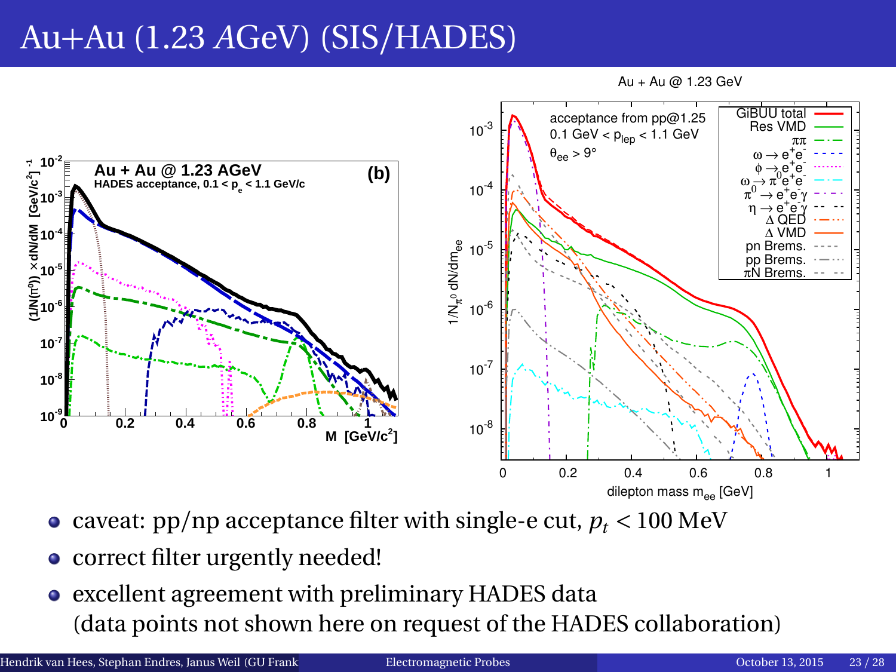# Au+Au (1.23 *A*GeV) (SIS/HADES)

- caveat: pp/np acceptance filter with single-e cut, $p_t < 100$ MeV
- correct filter urgently needed!
- excellent agreement with preliminary HADES data (data points not shown here on request of the HADES collaboration)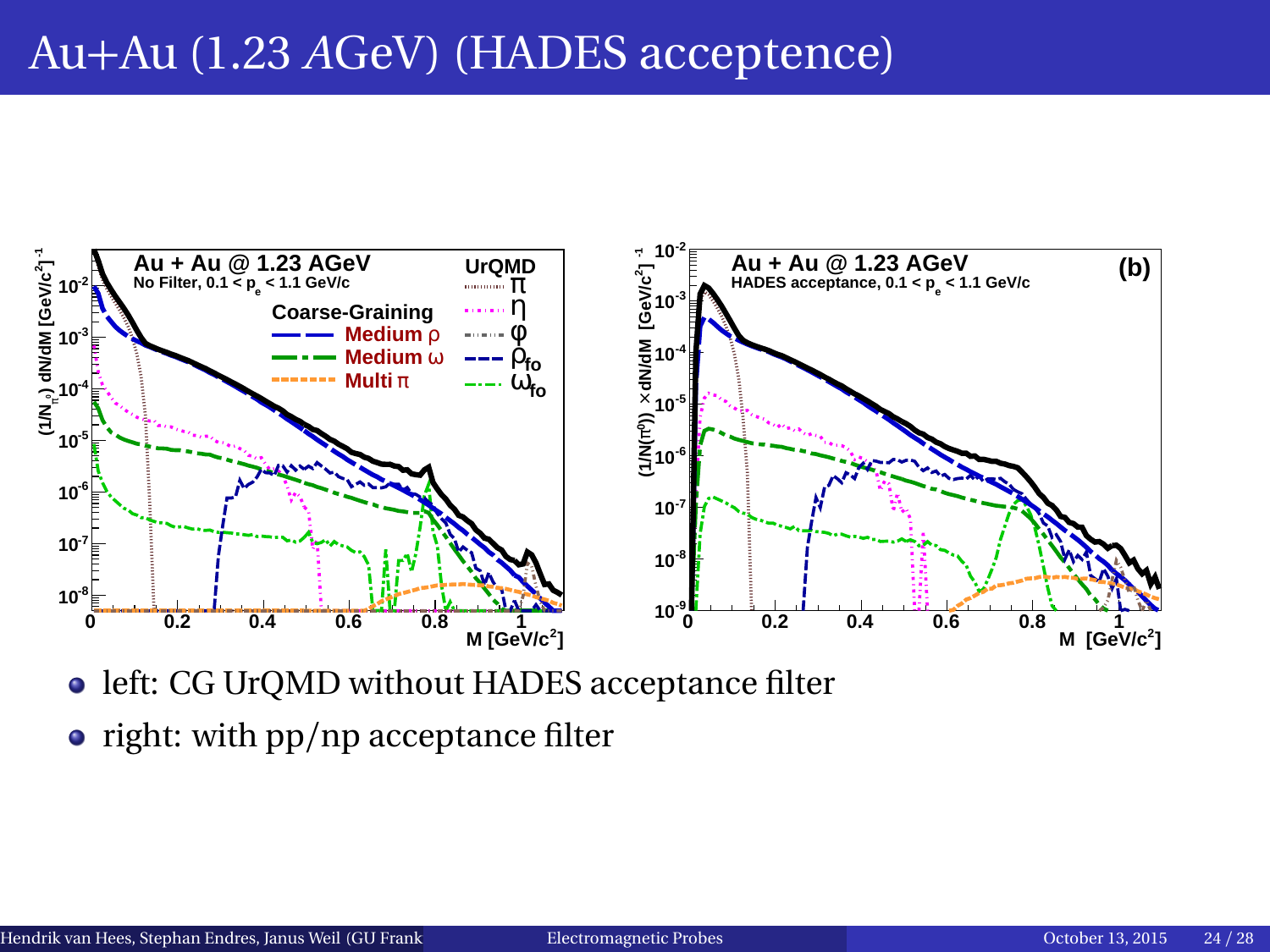# Au+Au (1.23 *A*GeV) (HADES acceptence)

- left: CG UrQMD without HADES acceptance filter
- right: with pp/np acceptance filter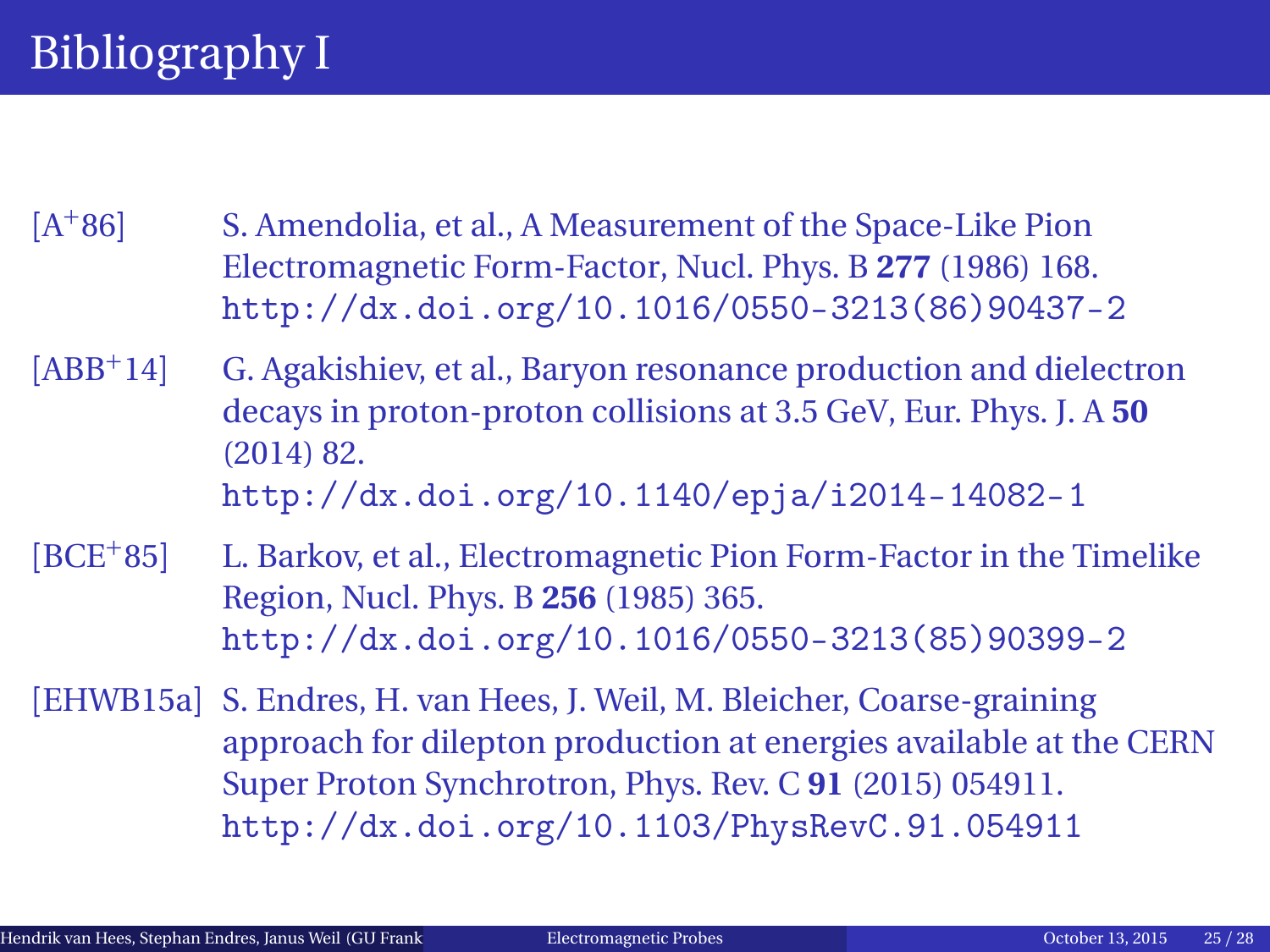# Bibliography I

[A+86] S. Amendolia, et al., A Measurement of the Space-Like Pion Electromagnetic Form-Factor, Nucl. Phys. B **277** (1986) 168. http://dx.doi.org/10.1016/0550-3213(86)90437-2

[ABB+14] G. Agakishiev, et al., Baryon resonance production and dielectron decays in proton-proton collisions at 3.5 GeV, Eur. Phys. J. A **50** (2014) 82. http://dx.doi.org/10.1140/epja/i2014-14082-1

[BCE+85] L. Barkov, et al., Electromagnetic Pion Form-Factor in the Timelike Region, Nucl. Phys. B **256** (1985) 365. http://dx.doi.org/10.1016/0550-3213(85)90399-2

[EHWB15a] S. Endres, H. van Hees, J. Weil, M. Bleicher, Coarse-graining approach for dilepton production at energies available at the CERN Super Proton Synchrotron, Phys. Rev. C **91** (2015) 054911. http://dx.doi.org/10.1103/PhysRevC.91.054911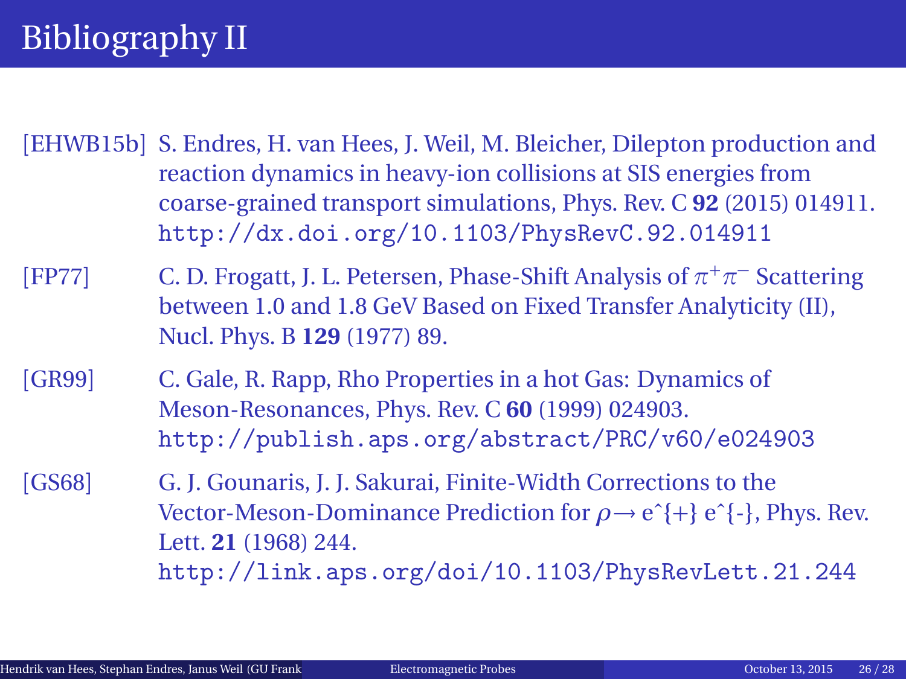# Bibliography II

[EHWB15b] S. Endres, H. van Hees, J. Weil, M. Bleicher, Dilepton production and reaction dynamics in heavy-ion collisions at SIS energies from coarse-grained transport simulations, Phys. Rev. C **92** (2015) 014911. http://dx.doi.org/10.1103/PhysRevC.92.014911

[FP77] C. D. Frogatt, J. L. Petersen, Phase-Shift Analysis of $\pi^+\pi^-$ Scattering between 1.0 and 1.8 GeV Based on Fixed Transfer Analyticity (II), Nucl. Phys. B **129** (1977) 89.

[GR99] C. Gale, R. Rapp, Rho Properties in a hot Gas: Dynamics of Meson-Resonances, Phys. Rev. C **60** (1999) 024903. http://publish.aps.org/abstract/PRC/v60/e024903

[GS68] G. J. Gounaris, J. J. Sakurai, Finite-Width Corrections to the Vector-Meson-Dominance Prediction for $\rho \rightarrow$ e^{+} e^{-}, Phys. Rev. Lett. **21** (1968) 244. http://link.aps.org/doi/10.1103/PhysRevLett.21.244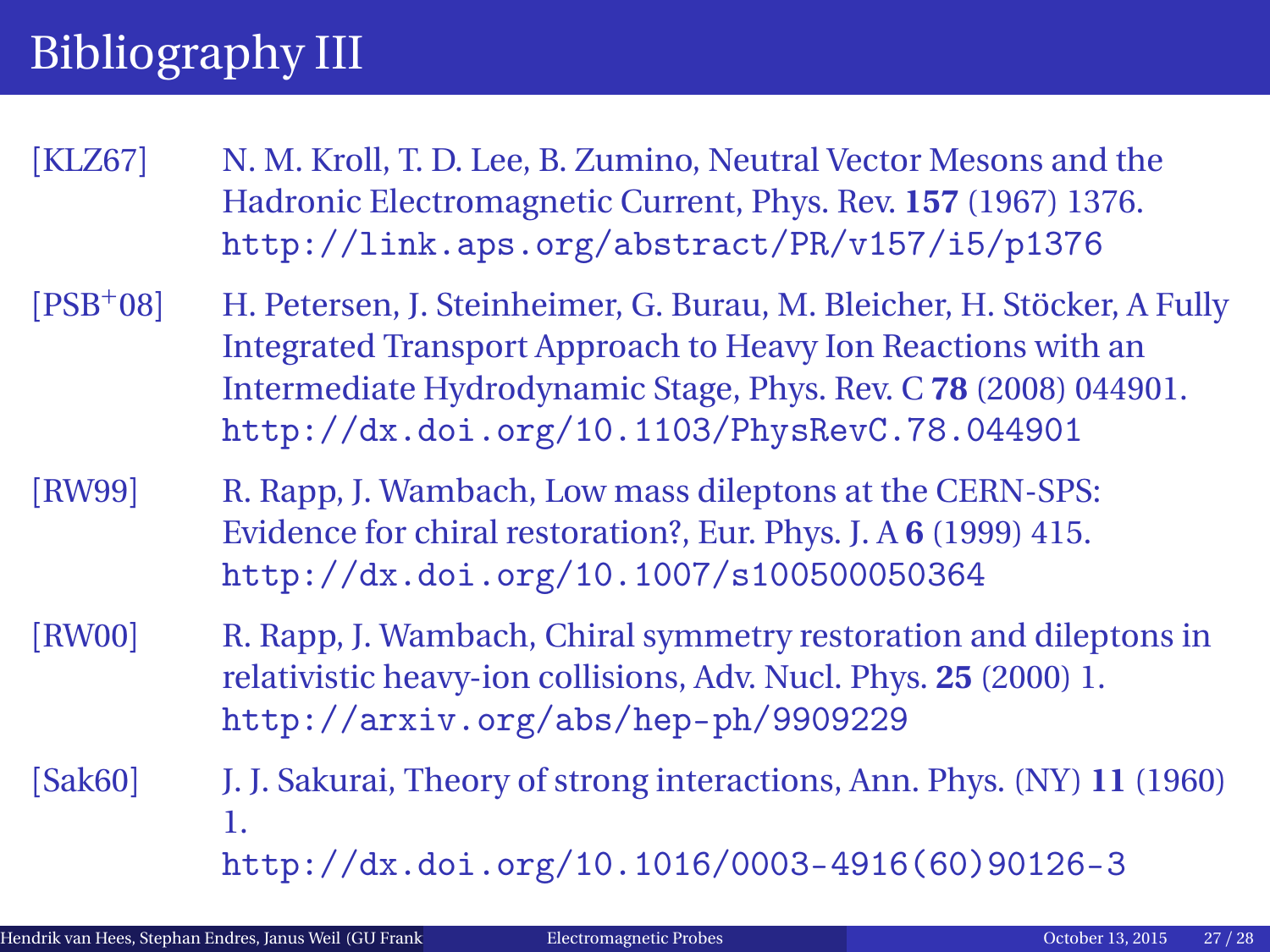# Bibliography III

[KLZ67] N. M. Kroll, T. D. Lee, B. Zumino, Neutral Vector Mesons and the Hadronic Electromagnetic Current, Phys. Rev. **157** (1967) 1376. http://link.aps.org/abstract/PR/v157/i5/p1376

[PSB+08] H. Petersen, J. Steinheimer, G. Burau, M. Bleicher, H. Stöcker, A Fully Integrated Transport Approach to Heavy Ion Reactions with an Intermediate Hydrodynamic Stage, Phys. Rev. C **78** (2008) 044901. http://dx.doi.org/10.1103/PhysRevC.78.044901

[RW99] R. Rapp, J. Wambach, Low mass dileptons at the CERN-SPS: Evidence for chiral restoration?, Eur. Phys. J. A **6** (1999) 415. http://dx.doi.org/10.1007/s100500050364

[RW00] R. Rapp, J. Wambach, Chiral symmetry restoration and dileptons in relativistic heavy-ion collisions, Adv. Nucl. Phys. **25** (2000) 1. http://arxiv.org/abs/hep-ph/9909229

[Sak60] J. J. Sakurai, Theory of strong interactions, Ann. Phys. (NY) **11** (1960) 1. http://dx.doi.org/10.1016/0003-4916(60)90126-3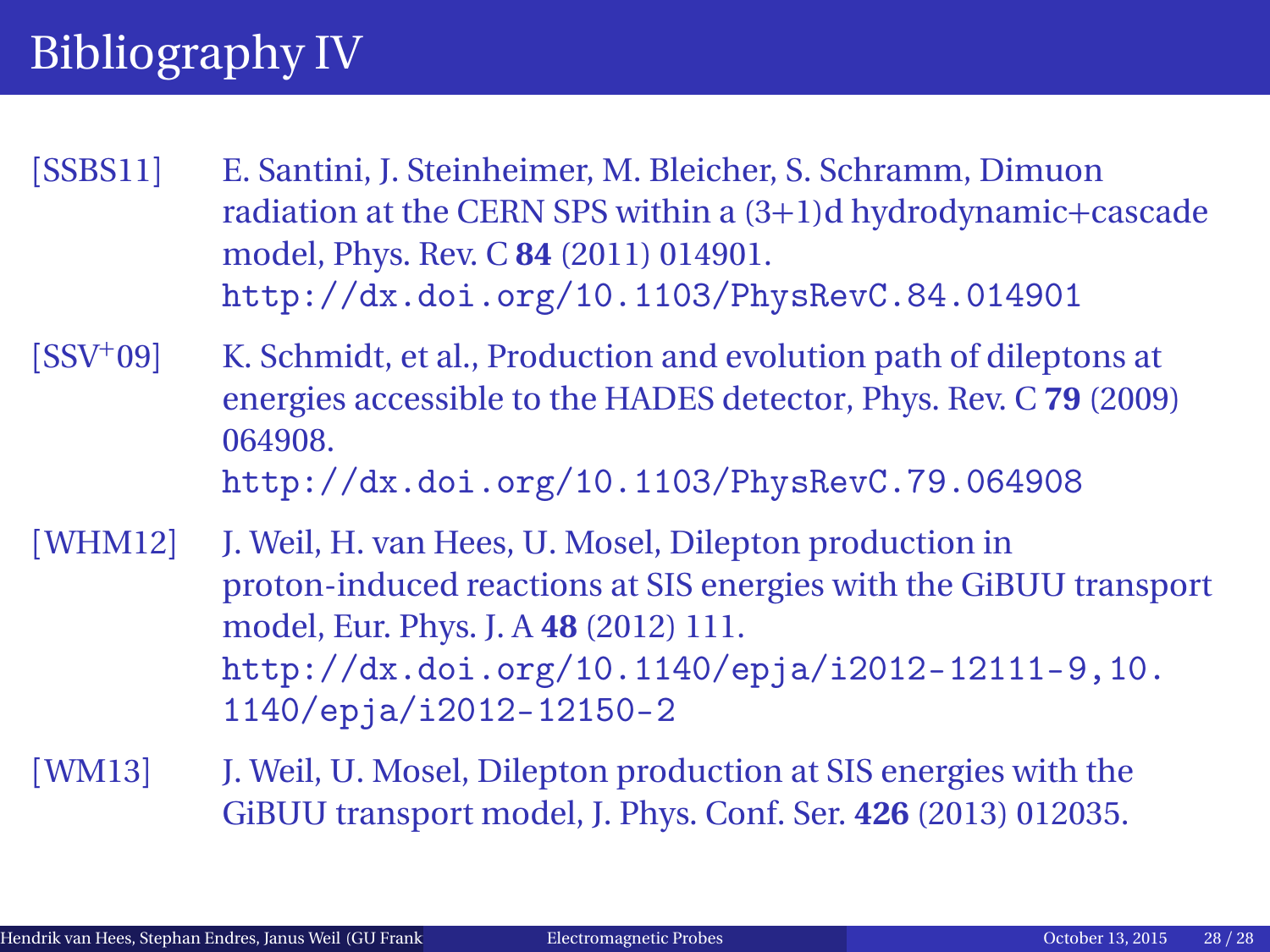# Bibliography IV

[SSBS11] E. Santini, J. Steinheimer, M. Bleicher, S. Schramm, Dimuon radiation at the CERN SPS within a (3+1)d hydrodynamic+cascade model, Phys. Rev. C **84** (2011) 014901. http://dx.doi.org/10.1103/PhysRevC.84.014901

[SSV+09] K. Schmidt, et al., Production and evolution path of dileptons at energies accessible to the HADES detector, Phys. Rev. C **79** (2009) 064908. http://dx.doi.org/10.1103/PhysRevC.79.064908

[WHM12] J. Weil, H. van Hees, U. Mosel, Dilepton production in proton-induced reactions at SIS energies with the GiBUU transport model, Eur. Phys. J. A **48** (2012) 111. http://dx.doi.org/10.1140/epja/i2012-12111-9,10.1140/epja/i2012-12150-2

[WM13] J. Weil, U. Mosel, Dilepton production at SIS energies with the GiBUU transport model, J. Phys. Conf. Ser. **426** (2013) 012035.